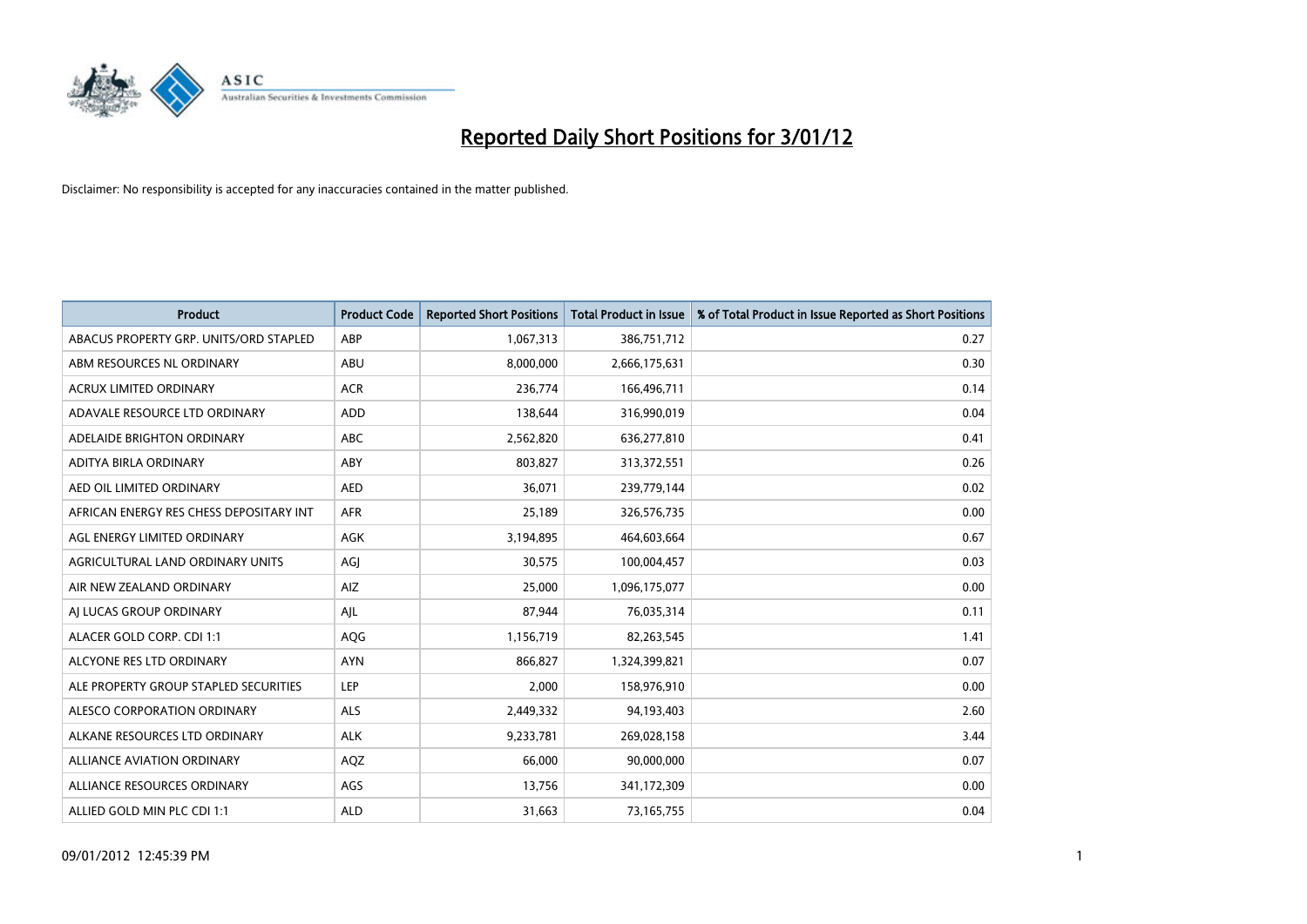# Reported Daily Short Positions for 3/01/12

Disclaimer: No responsibility is accepted for any inaccuracies contained in the matter published.

| Product | Product Code | Reported Short Positions | Total Product in Issue | % of Total Product in Issue Reported as Short Positions |
|---|---|---|---|---|
| ABACUS PROPERTY GRP. UNITS/ORD STAPLED | ABP | 1,067,313 | 386,751,712 | 0.27 |
| ABM RESOURCES NL ORDINARY | ABU | 8,000,000 | 2,666,175,631 | 0.30 |
| ACRUX LIMITED ORDINARY | ACR | 236,774 | 166,496,711 | 0.14 |
| ADAVALE RESOURCE LTD ORDINARY | ADD | 138,644 | 316,990,019 | 0.04 |
| ADELAIDE BRIGHTON ORDINARY | ABC | 2,562,820 | 636,277,810 | 0.41 |
| ADITYA BIRLA ORDINARY | ABY | 803,827 | 313,372,551 | 0.26 |
| AED OIL LIMITED ORDINARY | AED | 36,071 | 239,779,144 | 0.02 |
| AFRICAN ENERGY RES CHESS DEPOSITARY INT | AFR | 25,189 | 326,576,735 | 0.00 |
| AGL ENERGY LIMITED ORDINARY | AGK | 3,194,895 | 464,603,664 | 0.67 |
| AGRICULTURAL LAND ORDINARY UNITS | AGJ | 30,575 | 100,004,457 | 0.03 |
| AIR NEW ZEALAND ORDINARY | AIZ | 25,000 | 1,096,175,077 | 0.00 |
| AJ LUCAS GROUP ORDINARY | AJL | 87,944 | 76,035,314 | 0.11 |
| ALACER GOLD CORP. CDI 1:1 | AQG | 1,156,719 | 82,263,545 | 1.41 |
| ALCYONE RES LTD ORDINARY | AYN | 866,827 | 1,324,399,821 | 0.07 |
| ALE PROPERTY GROUP STAPLED SECURITIES | LEP | 2,000 | 158,976,910 | 0.00 |
| ALESCO CORPORATION ORDINARY | ALS | 2,449,332 | 94,193,403 | 2.60 |
| ALKANE RESOURCES LTD ORDINARY | ALK | 9,233,781 | 269,028,158 | 3.44 |
| ALLIANCE AVIATION ORDINARY | AQZ | 66,000 | 90,000,000 | 0.07 |
| ALLIANCE RESOURCES ORDINARY | AGS | 13,756 | 341,172,309 | 0.00 |
| ALLIED GOLD MIN PLC CDI 1:1 | ALD | 31,663 | 73,165,755 | 0.04 |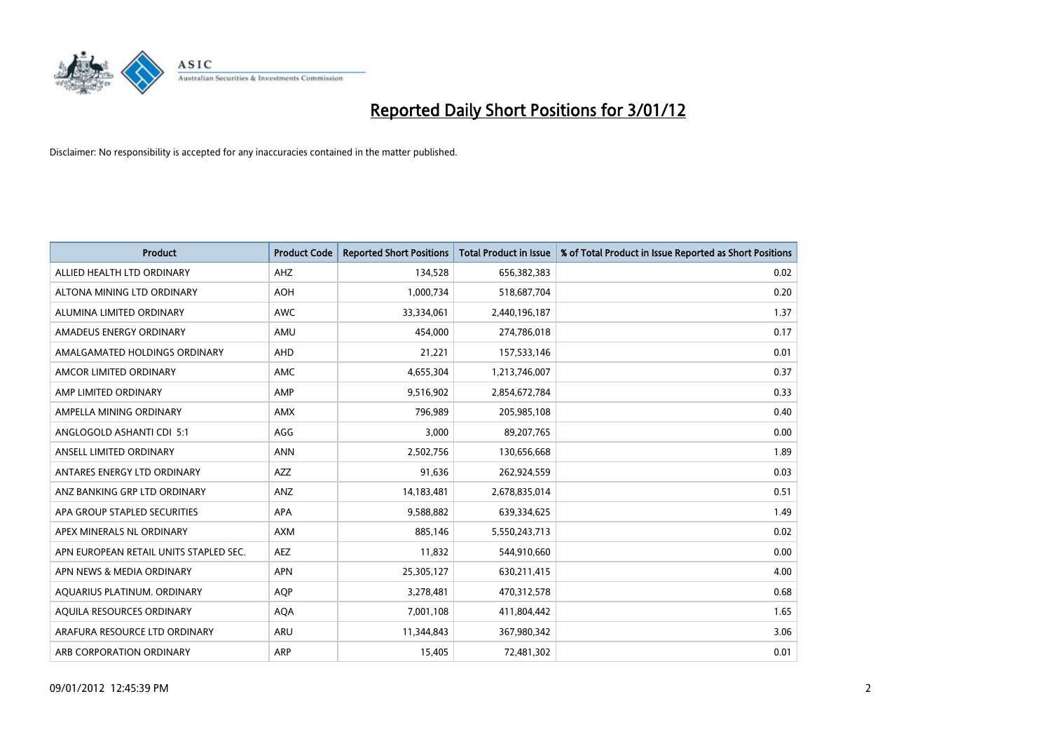# Reported Daily Short Positions for 3/01/12

Disclaimer: No responsibility is accepted for any inaccuracies contained in the matter published.

| Product | Product Code | Reported Short Positions | Total Product in Issue | % of Total Product in Issue Reported as Short Positions |
|---|---|---|---|---|
| ALLIED HEALTH LTD ORDINARY | AHZ | 134,528 | 656,382,383 | 0.02 |
| ALTONA MINING LTD ORDINARY | AOH | 1,000,734 | 518,687,704 | 0.20 |
| ALUMINA LIMITED ORDINARY | AWC | 33,334,061 | 2,440,196,187 | 1.37 |
| AMADEUS ENERGY ORDINARY | AMU | 454,000 | 274,786,018 | 0.17 |
| AMALGAMATED HOLDINGS ORDINARY | AHD | 21,221 | 157,533,146 | 0.01 |
| AMCOR LIMITED ORDINARY | AMC | 4,655,304 | 1,213,746,007 | 0.37 |
| AMP LIMITED ORDINARY | AMP | 9,516,902 | 2,854,672,784 | 0.33 |
| AMPELLA MINING ORDINARY | AMX | 796,989 | 205,985,108 | 0.40 |
| ANGLOGOLD ASHANTI CDI 5:1 | AGG | 3,000 | 89,207,765 | 0.00 |
| ANSELL LIMITED ORDINARY | ANN | 2,502,756 | 130,656,668 | 1.89 |
| ANTARES ENERGY LTD ORDINARY | AZZ | 91,636 | 262,924,559 | 0.03 |
| ANZ BANKING GRP LTD ORDINARY | ANZ | 14,183,481 | 2,678,835,014 | 0.51 |
| APA GROUP STAPLED SECURITIES | APA | 9,588,882 | 639,334,625 | 1.49 |
| APEX MINERALS NL ORDINARY | AXM | 885,146 | 5,550,243,713 | 0.02 |
| APN EUROPEAN RETAIL UNITS STAPLED SEC. | AEZ | 11,832 | 544,910,660 | 0.00 |
| APN NEWS & MEDIA ORDINARY | APN | 25,305,127 | 630,211,415 | 4.00 |
| AQUARIUS PLATINUM. ORDINARY | AQP | 3,278,481 | 470,312,578 | 0.68 |
| AQUILA RESOURCES ORDINARY | AQA | 7,001,108 | 411,804,442 | 1.65 |
| ARAFURA RESOURCE LTD ORDINARY | ARU | 11,344,843 | 367,980,342 | 3.06 |
| ARB CORPORATION ORDINARY | ARP | 15,405 | 72,481,302 | 0.01 |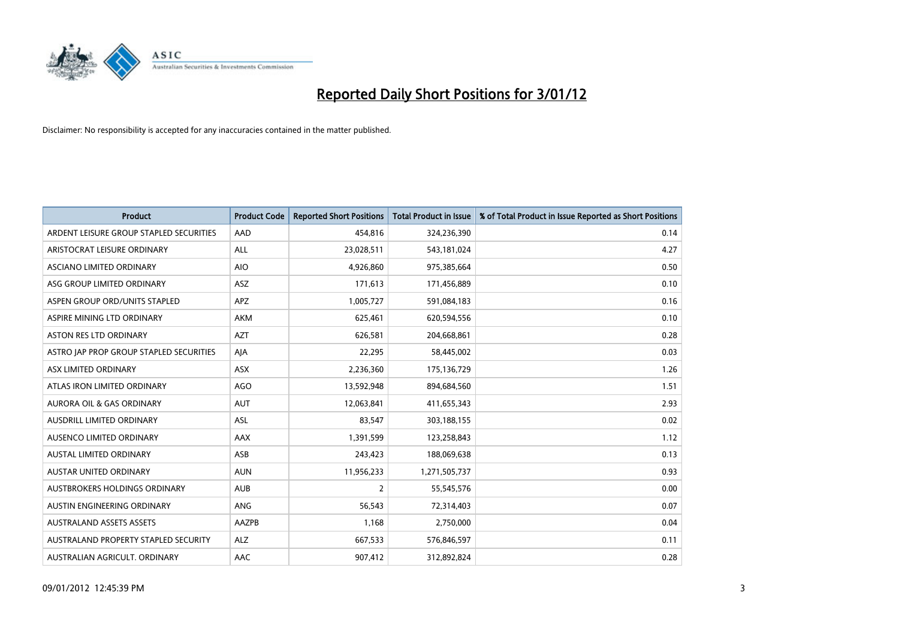# Reported Daily Short Positions for 3/01/12

Disclaimer: No responsibility is accepted for any inaccuracies contained in the matter published.

| Product | Product Code | Reported Short Positions | Total Product in Issue | % of Total Product in Issue Reported as Short Positions |
| --- | --- | --- | --- | --- |
| ARDENT LEISURE GROUP STAPLED SECURITIES | AAD | 454,816 | 324,236,390 | 0.14 |
| ARISTOCRAT LEISURE ORDINARY | ALL | 23,028,511 | 543,181,024 | 4.27 |
| ASCIANO LIMITED ORDINARY | AIO | 4,926,860 | 975,385,664 | 0.50 |
| ASG GROUP LIMITED ORDINARY | ASZ | 171,613 | 171,456,889 | 0.10 |
| ASPEN GROUP ORD/UNITS STAPLED | APZ | 1,005,727 | 591,084,183 | 0.16 |
| ASPIRE MINING LTD ORDINARY | AKM | 625,461 | 620,594,556 | 0.10 |
| ASTON RES LTD ORDINARY | AZT | 626,581 | 204,668,861 | 0.28 |
| ASTRO JAP PROP GROUP STAPLED SECURITIES | AJA | 22,295 | 58,445,002 | 0.03 |
| ASX LIMITED ORDINARY | ASX | 2,236,360 | 175,136,729 | 1.26 |
| ATLAS IRON LIMITED ORDINARY | AGO | 13,592,948 | 894,684,560 | 1.51 |
| AURORA OIL & GAS ORDINARY | AUT | 12,063,841 | 411,655,343 | 2.93 |
| AUSDRILL LIMITED ORDINARY | ASL | 83,547 | 303,188,155 | 0.02 |
| AUSENCO LIMITED ORDINARY | AAX | 1,391,599 | 123,258,843 | 1.12 |
| AUSTAL LIMITED ORDINARY | ASB | 243,423 | 188,069,638 | 0.13 |
| AUSTAR UNITED ORDINARY | AUN | 11,956,233 | 1,271,505,737 | 0.93 |
| AUSTBROKERS HOLDINGS ORDINARY | AUB | 2 | 55,545,576 | 0.00 |
| AUSTIN ENGINEERING ORDINARY | ANG | 56,543 | 72,314,403 | 0.07 |
| AUSTRALAND ASSETS ASSETS | AAZPB | 1,168 | 2,750,000 | 0.04 |
| AUSTRALAND PROPERTY STAPLED SECURITY | ALZ | 667,533 | 576,846,597 | 0.11 |
| AUSTRALIAN AGRICULT. ORDINARY | AAC | 907,412 | 312,892,824 | 0.28 |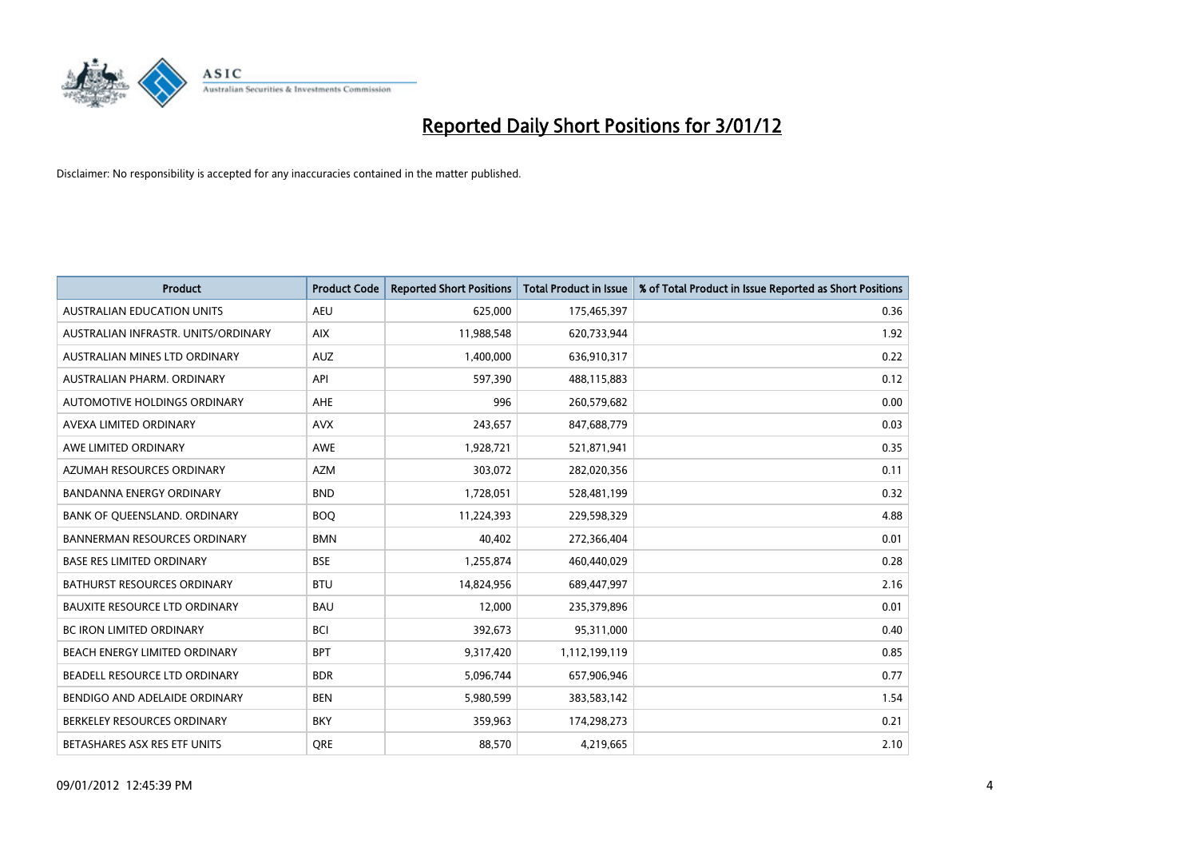# Reported Daily Short Positions for 3/01/12

Disclaimer: No responsibility is accepted for any inaccuracies contained in the matter published.

| Product | Product Code | Reported Short Positions | Total Product in Issue | % of Total Product in Issue Reported as Short Positions |
|---|---|---|---|---|
| AUSTRALIAN EDUCATION UNITS | AEU | 625,000 | 175,465,397 | 0.36 |
| AUSTRALIAN INFRASTR. UNITS/ORDINARY | AIX | 11,988,548 | 620,733,944 | 1.92 |
| AUSTRALIAN MINES LTD ORDINARY | AUZ | 1,400,000 | 636,910,317 | 0.22 |
| AUSTRALIAN PHARM. ORDINARY | API | 597,390 | 488,115,883 | 0.12 |
| AUTOMOTIVE HOLDINGS ORDINARY | AHE | 996 | 260,579,682 | 0.00 |
| AVEXA LIMITED ORDINARY | AVX | 243,657 | 847,688,779 | 0.03 |
| AWE LIMITED ORDINARY | AWE | 1,928,721 | 521,871,941 | 0.35 |
| AZUMAH RESOURCES ORDINARY | AZM | 303,072 | 282,020,356 | 0.11 |
| BANDANNA ENERGY ORDINARY | BND | 1,728,051 | 528,481,199 | 0.32 |
| BANK OF QUEENSLAND. ORDINARY | BOQ | 11,224,393 | 229,598,329 | 4.88 |
| BANNERMAN RESOURCES ORDINARY | BMN | 40,402 | 272,366,404 | 0.01 |
| BASE RES LIMITED ORDINARY | BSE | 1,255,874 | 460,440,029 | 0.28 |
| BATHURST RESOURCES ORDINARY | BTU | 14,824,956 | 689,447,997 | 2.16 |
| BAUXITE RESOURCE LTD ORDINARY | BAU | 12,000 | 235,379,896 | 0.01 |
| BC IRON LIMITED ORDINARY | BCI | 392,673 | 95,311,000 | 0.40 |
| BEACH ENERGY LIMITED ORDINARY | BPT | 9,317,420 | 1,112,199,119 | 0.85 |
| BEADELL RESOURCE LTD ORDINARY | BDR | 5,096,744 | 657,906,946 | 0.77 |
| BENDIGO AND ADELAIDE ORDINARY | BEN | 5,980,599 | 383,583,142 | 1.54 |
| BERKELEY RESOURCES ORDINARY | BKY | 359,963 | 174,298,273 | 0.21 |
| BETASHARES ASX RES ETF UNITS | QRE | 88,570 | 4,219,665 | 2.10 |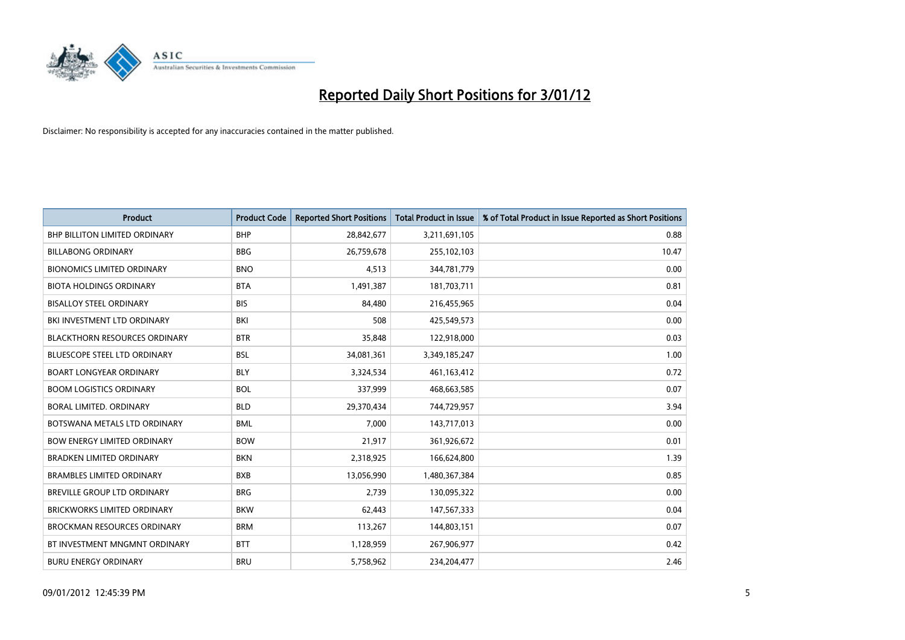# Reported Daily Short Positions for 3/01/12

Disclaimer: No responsibility is accepted for any inaccuracies contained in the matter published.

| Product | Product Code | Reported Short Positions | Total Product in Issue | % of Total Product in Issue Reported as Short Positions |
|---|---|---|---|---|
| BHP BILLITON LIMITED ORDINARY | BHP | 28,842,677 | 3,211,691,105 | 0.88 |
| BILLABONG ORDINARY | BBG | 26,759,678 | 255,102,103 | 10.47 |
| BIONOMICS LIMITED ORDINARY | BNO | 4,513 | 344,781,779 | 0.00 |
| BIOTA HOLDINGS ORDINARY | BTA | 1,491,387 | 181,703,711 | 0.81 |
| BISALLOY STEEL ORDINARY | BIS | 84,480 | 216,455,965 | 0.04 |
| BKI INVESTMENT LTD ORDINARY | BKI | 508 | 425,549,573 | 0.00 |
| BLACKTHORN RESOURCES ORDINARY | BTR | 35,848 | 122,918,000 | 0.03 |
| BLUESCOPE STEEL LTD ORDINARY | BSL | 34,081,361 | 3,349,185,247 | 1.00 |
| BOART LONGYEAR ORDINARY | BLY | 3,324,534 | 461,163,412 | 0.72 |
| BOOM LOGISTICS ORDINARY | BOL | 337,999 | 468,663,585 | 0.07 |
| BORAL LIMITED. ORDINARY | BLD | 29,370,434 | 744,729,957 | 3.94 |
| BOTSWANA METALS LTD ORDINARY | BML | 7,000 | 143,717,013 | 0.00 |
| BOW ENERGY LIMITED ORDINARY | BOW | 21,917 | 361,926,672 | 0.01 |
| BRADKEN LIMITED ORDINARY | BKN | 2,318,925 | 166,624,800 | 1.39 |
| BRAMBLES LIMITED ORDINARY | BXB | 13,056,990 | 1,480,367,384 | 0.85 |
| BREVILLE GROUP LTD ORDINARY | BRG | 2,739 | 130,095,322 | 0.00 |
| BRICKWORKS LIMITED ORDINARY | BKW | 62,443 | 147,567,333 | 0.04 |
| BROCKMAN RESOURCES ORDINARY | BRM | 113,267 | 144,803,151 | 0.07 |
| BT INVESTMENT MNGMNT ORDINARY | BTT | 1,128,959 | 267,906,977 | 0.42 |
| BURU ENERGY ORDINARY | BRU | 5,758,962 | 234,204,477 | 2.46 |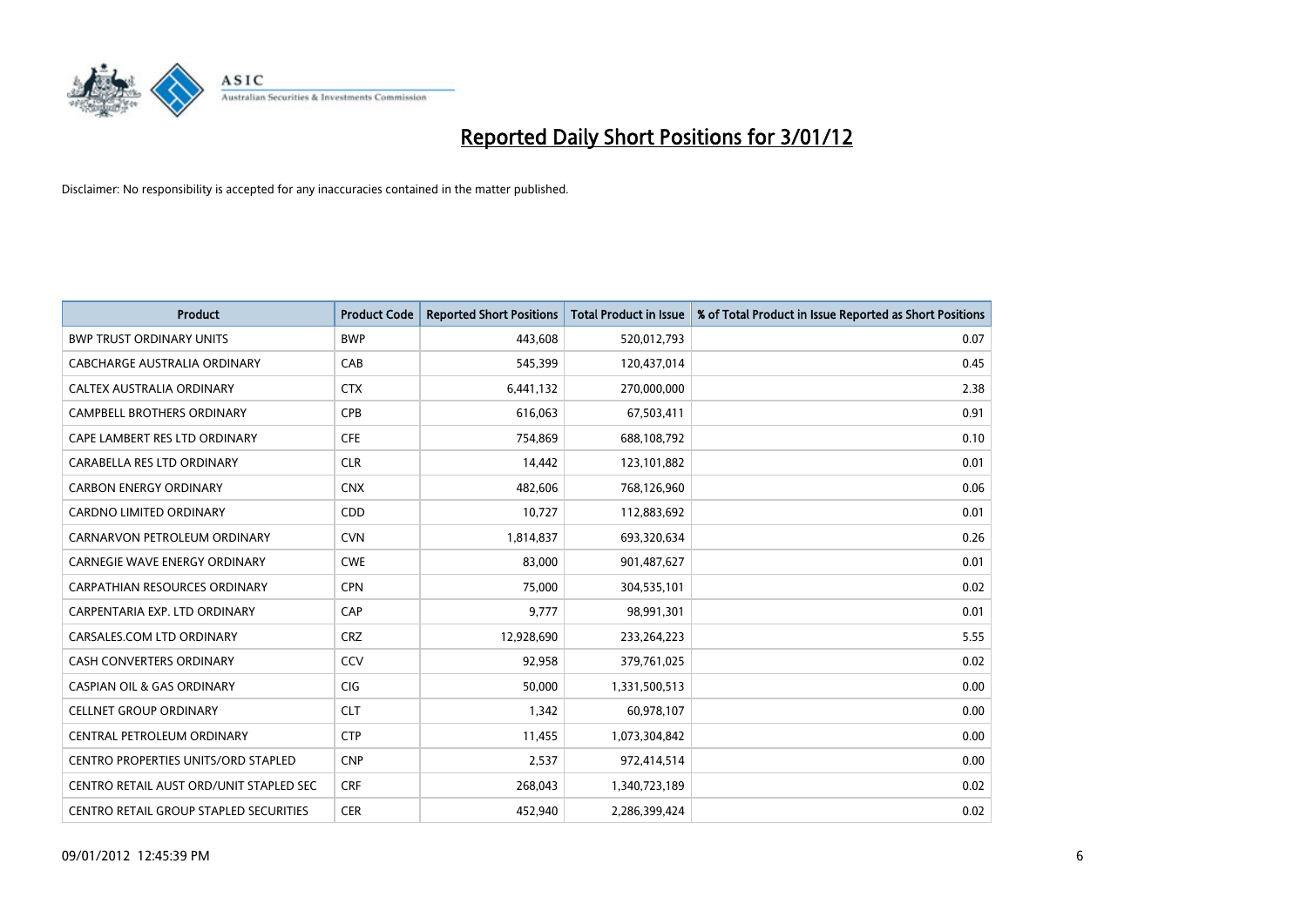# Reported Daily Short Positions for 3/01/12

Disclaimer: No responsibility is accepted for any inaccuracies contained in the matter published.

| Product | Product Code | Reported Short Positions | Total Product in Issue | % of Total Product in Issue Reported as Short Positions |
|---|---|---|---|---|
| BWP TRUST ORDINARY UNITS | BWP | 443,608 | 520,012,793 | 0.07 |
| CABCHARGE AUSTRALIA ORDINARY | CAB | 545,399 | 120,437,014 | 0.45 |
| CALTEX AUSTRALIA ORDINARY | CTX | 6,441,132 | 270,000,000 | 2.38 |
| CAMPBELL BROTHERS ORDINARY | CPB | 616,063 | 67,503,411 | 0.91 |
| CAPE LAMBERT RES LTD ORDINARY | CFE | 754,869 | 688,108,792 | 0.10 |
| CARABELLA RES LTD ORDINARY | CLR | 14,442 | 123,101,882 | 0.01 |
| CARBON ENERGY ORDINARY | CNX | 482,606 | 768,126,960 | 0.06 |
| CARDNO LIMITED ORDINARY | CDD | 10,727 | 112,883,692 | 0.01 |
| CARNARVON PETROLEUM ORDINARY | CVN | 1,814,837 | 693,320,634 | 0.26 |
| CARNEGIE WAVE ENERGY ORDINARY | CWE | 83,000 | 901,487,627 | 0.01 |
| CARPATHIAN RESOURCES ORDINARY | CPN | 75,000 | 304,535,101 | 0.02 |
| CARPENTARIA EXP. LTD ORDINARY | CAP | 9,777 | 98,991,301 | 0.01 |
| CARSALES.COM LTD ORDINARY | CRZ | 12,928,690 | 233,264,223 | 5.55 |
| CASH CONVERTERS ORDINARY | CCV | 92,958 | 379,761,025 | 0.02 |
| CASPIAN OIL & GAS ORDINARY | CIG | 50,000 | 1,331,500,513 | 0.00 |
| CELLNET GROUP ORDINARY | CLT | 1,342 | 60,978,107 | 0.00 |
| CENTRAL PETROLEUM ORDINARY | CTP | 11,455 | 1,073,304,842 | 0.00 |
| CENTRO PROPERTIES UNITS/ORD STAPLED | CNP | 2,537 | 972,414,514 | 0.00 |
| CENTRO RETAIL AUST ORD/UNIT STAPLED SEC | CRF | 268,043 | 1,340,723,189 | 0.02 |
| CENTRO RETAIL GROUP STAPLED SECURITIES | CER | 452,940 | 2,286,399,424 | 0.02 |

09/01/2012 12:45:39 PM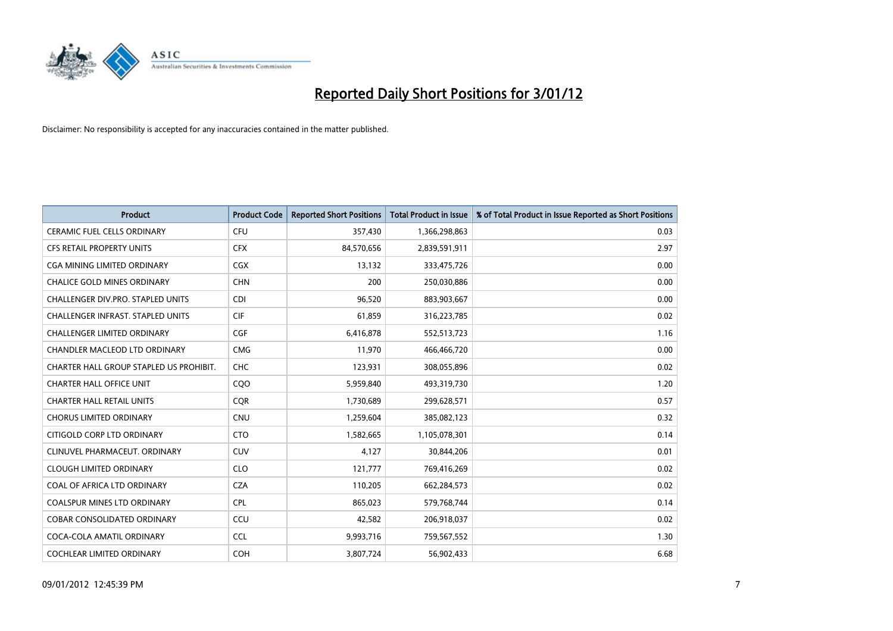# Reported Daily Short Positions for 3/01/12

Disclaimer: No responsibility is accepted for any inaccuracies contained in the matter published.

| Product | Product Code | Reported Short Positions | Total Product in Issue | % of Total Product in Issue Reported as Short Positions |
|---|---|---|---|---|
| CERAMIC FUEL CELLS ORDINARY | CFU | 357,430 | 1,366,298,863 | 0.03 |
| CFS RETAIL PROPERTY UNITS | CFX | 84,570,656 | 2,839,591,911 | 2.97 |
| CGA MINING LIMITED ORDINARY | CGX | 13,132 | 333,475,726 | 0.00 |
| CHALICE GOLD MINES ORDINARY | CHN | 200 | 250,030,886 | 0.00 |
| CHALLENGER DIV.PRO. STAPLED UNITS | CDI | 96,520 | 883,903,667 | 0.00 |
| CHALLENGER INFRAST. STAPLED UNITS | CIF | 61,859 | 316,223,785 | 0.02 |
| CHALLENGER LIMITED ORDINARY | CGF | 6,416,878 | 552,513,723 | 1.16 |
| CHANDLER MACLEOD LTD ORDINARY | CMG | 11,970 | 466,466,720 | 0.00 |
| CHARTER HALL GROUP STAPLED US PROHIBIT. | CHC | 123,931 | 308,055,896 | 0.02 |
| CHARTER HALL OFFICE UNIT | CQO | 5,959,840 | 493,319,730 | 1.20 |
| CHARTER HALL RETAIL UNITS | CQR | 1,730,689 | 299,628,571 | 0.57 |
| CHORUS LIMITED ORDINARY | CNU | 1,259,604 | 385,082,123 | 0.32 |
| CITIGOLD CORP LTD ORDINARY | CTO | 1,582,665 | 1,105,078,301 | 0.14 |
| CLINUVEL PHARMACEUT. ORDINARY | CUV | 4,127 | 30,844,206 | 0.01 |
| CLOUGH LIMITED ORDINARY | CLO | 121,777 | 769,416,269 | 0.02 |
| COAL OF AFRICA LTD ORDINARY | CZA | 110,205 | 662,284,573 | 0.02 |
| COALSPUR MINES LTD ORDINARY | CPL | 865,023 | 579,768,744 | 0.14 |
| COBAR CONSOLIDATED ORDINARY | CCU | 42,582 | 206,918,037 | 0.02 |
| COCA-COLA AMATIL ORDINARY | CCL | 9,993,716 | 759,567,552 | 1.30 |
| COCHLEAR LIMITED ORDINARY | COH | 3,807,724 | 56,902,433 | 6.68 |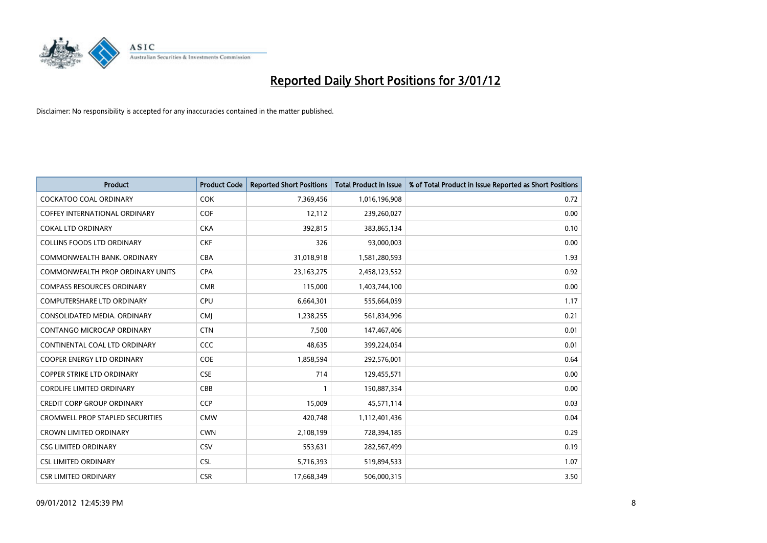# Reported Daily Short Positions for 3/01/12

Disclaimer: No responsibility is accepted for any inaccuracies contained in the matter published.

| Product | Product Code | Reported Short Positions | Total Product in Issue | % of Total Product in Issue Reported as Short Positions |
|---|---|---|---|---|
| COCKATOO COAL ORDINARY | COK | 7,369,456 | 1,016,196,908 | 0.72 |
| COFFEY INTERNATIONAL ORDINARY | COF | 12,112 | 239,260,027 | 0.00 |
| COKAL LTD ORDINARY | CKA | 392,815 | 383,865,134 | 0.10 |
| COLLINS FOODS LTD ORDINARY | CKF | 326 | 93,000,003 | 0.00 |
| COMMONWEALTH BANK. ORDINARY | CBA | 31,018,918 | 1,581,280,593 | 1.93 |
| COMMONWEALTH PROP ORDINARY UNITS | CPA | 23,163,275 | 2,458,123,552 | 0.92 |
| COMPASS RESOURCES ORDINARY | CMR | 115,000 | 1,403,744,100 | 0.00 |
| COMPUTERSHARE LTD ORDINARY | CPU | 6,664,301 | 555,664,059 | 1.17 |
| CONSOLIDATED MEDIA. ORDINARY | CMJ | 1,238,255 | 561,834,996 | 0.21 |
| CONTANGO MICROCAP ORDINARY | CTN | 7,500 | 147,467,406 | 0.01 |
| CONTINENTAL COAL LTD ORDINARY | CCC | 48,635 | 399,224,054 | 0.01 |
| COOPER ENERGY LTD ORDINARY | COE | 1,858,594 | 292,576,001 | 0.64 |
| COPPER STRIKE LTD ORDINARY | CSE | 714 | 129,455,571 | 0.00 |
| CORDLIFE LIMITED ORDINARY | CBB | 1 | 150,887,354 | 0.00 |
| CREDIT CORP GROUP ORDINARY | CCP | 15,009 | 45,571,114 | 0.03 |
| CROMWELL PROP STAPLED SECURITIES | CMW | 420,748 | 1,112,401,436 | 0.04 |
| CROWN LIMITED ORDINARY | CWN | 2,108,199 | 728,394,185 | 0.29 |
| CSG LIMITED ORDINARY | CSV | 553,631 | 282,567,499 | 0.19 |
| CSL LIMITED ORDINARY | CSL | 5,716,393 | 519,894,533 | 1.07 |
| CSR LIMITED ORDINARY | CSR | 17,668,349 | 506,000,315 | 3.50 |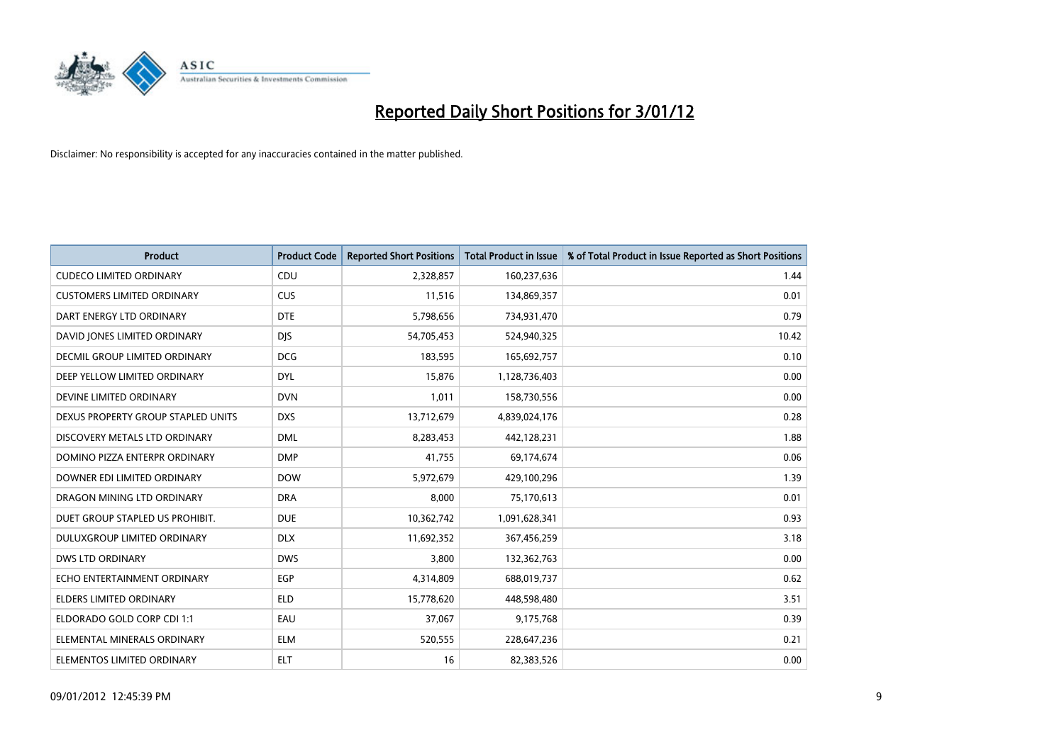# Reported Daily Short Positions for 3/01/12

Disclaimer: No responsibility is accepted for any inaccuracies contained in the matter published.

| Product | Product Code | Reported Short Positions | Total Product in Issue | % of Total Product in Issue Reported as Short Positions |
|---|---|---|---|---|
| CUDECO LIMITED ORDINARY | CDU | 2,328,857 | 160,237,636 | 1.44 |
| CUSTOMERS LIMITED ORDINARY | CUS | 11,516 | 134,869,357 | 0.01 |
| DART ENERGY LTD ORDINARY | DTE | 5,798,656 | 734,931,470 | 0.79 |
| DAVID JONES LIMITED ORDINARY | DJS | 54,705,453 | 524,940,325 | 10.42 |
| DECMIL GROUP LIMITED ORDINARY | DCG | 183,595 | 165,692,757 | 0.10 |
| DEEP YELLOW LIMITED ORDINARY | DYL | 15,876 | 1,128,736,403 | 0.00 |
| DEVINE LIMITED ORDINARY | DVN | 1,011 | 158,730,556 | 0.00 |
| DEXUS PROPERTY GROUP STAPLED UNITS | DXS | 13,712,679 | 4,839,024,176 | 0.28 |
| DISCOVERY METALS LTD ORDINARY | DML | 8,283,453 | 442,128,231 | 1.88 |
| DOMINO PIZZA ENTERPR ORDINARY | DMP | 41,755 | 69,174,674 | 0.06 |
| DOWNER EDI LIMITED ORDINARY | DOW | 5,972,679 | 429,100,296 | 1.39 |
| DRAGON MINING LTD ORDINARY | DRA | 8,000 | 75,170,613 | 0.01 |
| DUET GROUP STAPLED US PROHIBIT. | DUE | 10,362,742 | 1,091,628,341 | 0.93 |
| DULUXGROUP LIMITED ORDINARY | DLX | 11,692,352 | 367,456,259 | 3.18 |
| DWS LTD ORDINARY | DWS | 3,800 | 132,362,763 | 0.00 |
| ECHO ENTERTAINMENT ORDINARY | EGP | 4,314,809 | 688,019,737 | 0.62 |
| ELDERS LIMITED ORDINARY | ELD | 15,778,620 | 448,598,480 | 3.51 |
| ELDORADO GOLD CORP CDI 1:1 | EAU | 37,067 | 9,175,768 | 0.39 |
| ELEMENTAL MINERALS ORDINARY | ELM | 520,555 | 228,647,236 | 0.21 |
| ELEMENTOS LIMITED ORDINARY | ELT | 16 | 82,383,526 | 0.00 |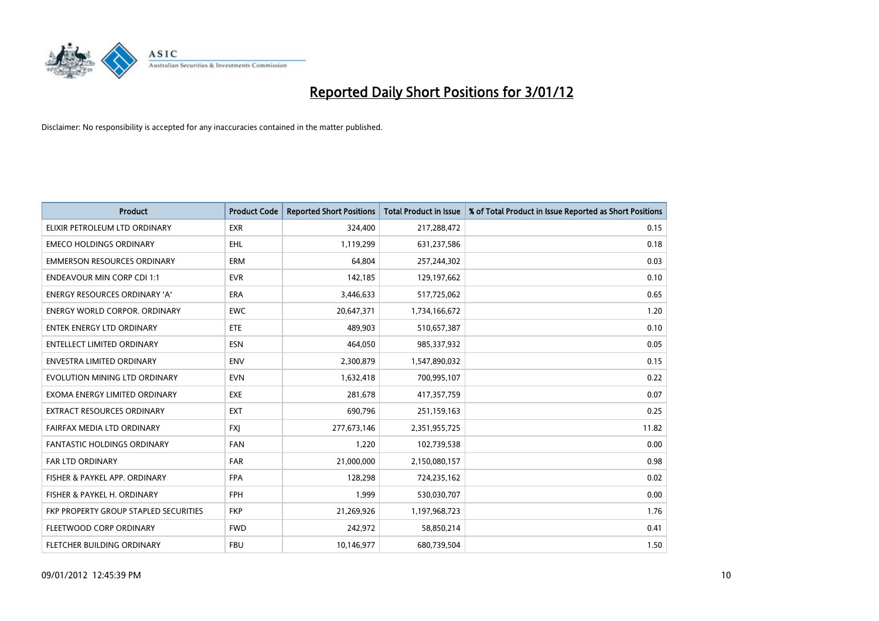# Reported Daily Short Positions for 3/01/12

Disclaimer: No responsibility is accepted for any inaccuracies contained in the matter published.

| Product | Product Code | Reported Short Positions | Total Product in Issue | % of Total Product in Issue Reported as Short Positions |
| --- | --- | --- | --- | --- |
| ELIXIR PETROLEUM LTD ORDINARY | EXR | 324,400 | 217,288,472 | 0.15 |
| EMECO HOLDINGS ORDINARY | EHL | 1,119,299 | 631,237,586 | 0.18 |
| EMMERSON RESOURCES ORDINARY | ERM | 64,804 | 257,244,302 | 0.03 |
| ENDEAVOUR MIN CORP CDI 1:1 | EVR | 142,185 | 129,197,662 | 0.10 |
| ENERGY RESOURCES ORDINARY 'A' | ERA | 3,446,633 | 517,725,062 | 0.65 |
| ENERGY WORLD CORPOR. ORDINARY | EWC | 20,647,371 | 1,734,166,672 | 1.20 |
| ENTEK ENERGY LTD ORDINARY | ETE | 489,903 | 510,657,387 | 0.10 |
| ENTELLECT LIMITED ORDINARY | ESN | 464,050 | 985,337,932 | 0.05 |
| ENVESTRA LIMITED ORDINARY | ENV | 2,300,879 | 1,547,890,032 | 0.15 |
| EVOLUTION MINING LTD ORDINARY | EVN | 1,632,418 | 700,995,107 | 0.22 |
| EXOMA ENERGY LIMITED ORDINARY | EXE | 281,678 | 417,357,759 | 0.07 |
| EXTRACT RESOURCES ORDINARY | EXT | 690,796 | 251,159,163 | 0.25 |
| FAIRFAX MEDIA LTD ORDINARY | FXJ | 277,673,146 | 2,351,955,725 | 11.82 |
| FANTASTIC HOLDINGS ORDINARY | FAN | 1,220 | 102,739,538 | 0.00 |
| FAR LTD ORDINARY | FAR | 21,000,000 | 2,150,080,157 | 0.98 |
| FISHER & PAYKEL APP. ORDINARY | FPA | 128,298 | 724,235,162 | 0.02 |
| FISHER & PAYKEL H. ORDINARY | FPH | 1,999 | 530,030,707 | 0.00 |
| FKP PROPERTY GROUP STAPLED SECURITIES | FKP | 21,269,926 | 1,197,968,723 | 1.76 |
| FLEETWOOD CORP ORDINARY | FWD | 242,972 | 58,850,214 | 0.41 |
| FLETCHER BUILDING ORDINARY | FBU | 10,146,977 | 680,739,504 | 1.50 |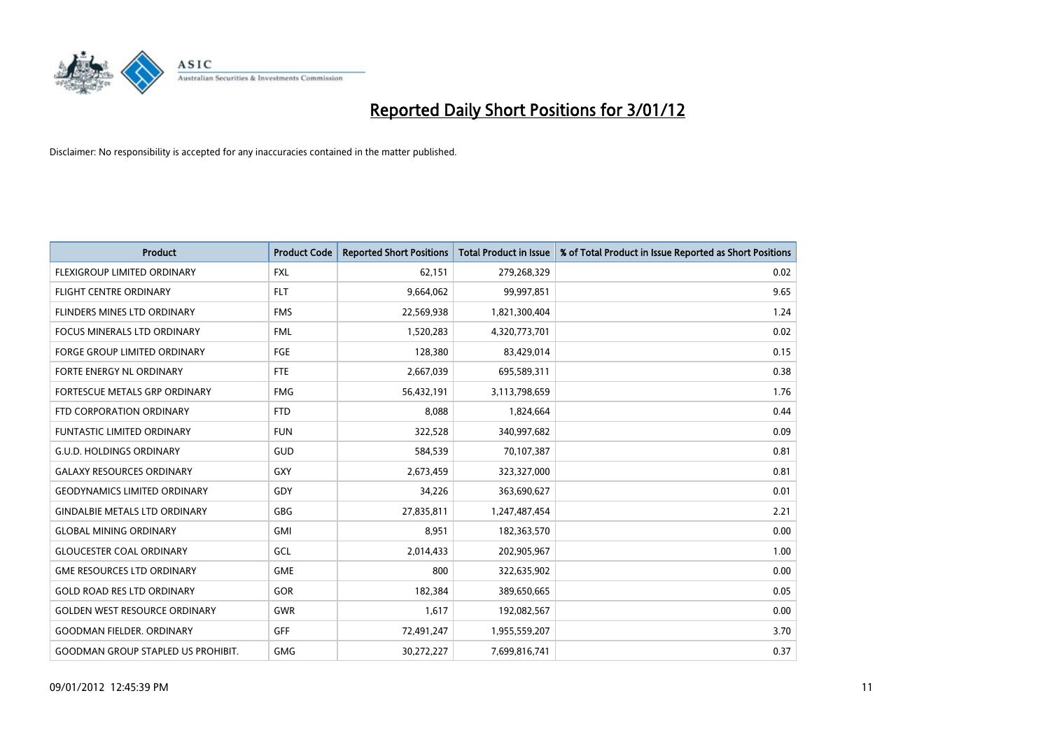# Reported Daily Short Positions for 3/01/12

Disclaimer: No responsibility is accepted for any inaccuracies contained in the matter published.

| Product | Product Code | Reported Short Positions | Total Product in Issue | % of Total Product in Issue Reported as Short Positions |
|---|---|---|---|---|
| FLEXIGROUP LIMITED ORDINARY | FXL | 62,151 | 279,268,329 | 0.02 |
| FLIGHT CENTRE ORDINARY | FLT | 9,664,062 | 99,997,851 | 9.65 |
| FLINDERS MINES LTD ORDINARY | FMS | 22,569,938 | 1,821,300,404 | 1.24 |
| FOCUS MINERALS LTD ORDINARY | FML | 1,520,283 | 4,320,773,701 | 0.02 |
| FORGE GROUP LIMITED ORDINARY | FGE | 128,380 | 83,429,014 | 0.15 |
| FORTE ENERGY NL ORDINARY | FTE | 2,667,039 | 695,589,311 | 0.38 |
| FORTESCUE METALS GRP ORDINARY | FMG | 56,432,191 | 3,113,798,659 | 1.76 |
| FTD CORPORATION ORDINARY | FTD | 8,088 | 1,824,664 | 0.44 |
| FUNTASTIC LIMITED ORDINARY | FUN | 322,528 | 340,997,682 | 0.09 |
| G.U.D. HOLDINGS ORDINARY | GUD | 584,539 | 70,107,387 | 0.81 |
| GALAXY RESOURCES ORDINARY | GXY | 2,673,459 | 323,327,000 | 0.81 |
| GEODYNAMICS LIMITED ORDINARY | GDY | 34,226 | 363,690,627 | 0.01 |
| GINDALBIE METALS LTD ORDINARY | GBG | 27,835,811 | 1,247,487,454 | 2.21 |
| GLOBAL MINING ORDINARY | GMI | 8,951 | 182,363,570 | 0.00 |
| GLOUCESTER COAL ORDINARY | GCL | 2,014,433 | 202,905,967 | 1.00 |
| GME RESOURCES LTD ORDINARY | GME | 800 | 322,635,902 | 0.00 |
| GOLD ROAD RES LTD ORDINARY | GOR | 182,384 | 389,650,665 | 0.05 |
| GOLDEN WEST RESOURCE ORDINARY | GWR | 1,617 | 192,082,567 | 0.00 |
| GOODMAN FIELDER. ORDINARY | GFF | 72,491,247 | 1,955,559,207 | 3.70 |
| GOODMAN GROUP STAPLED US PROHIBIT. | GMG | 30,272,227 | 7,699,816,741 | 0.37 |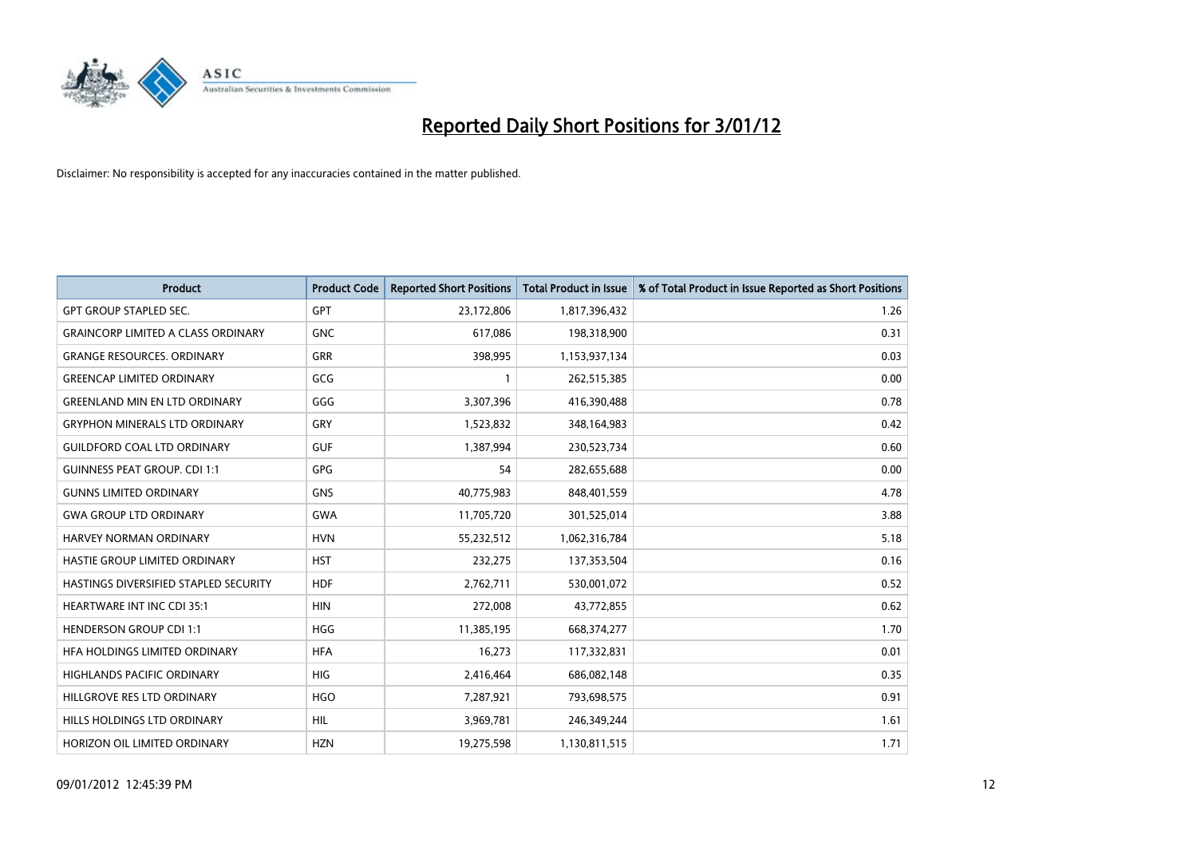# Reported Daily Short Positions for 3/01/12

Disclaimer: No responsibility is accepted for any inaccuracies contained in the matter published.

| Product | Product Code | Reported Short Positions | Total Product in Issue | % of Total Product in Issue Reported as Short Positions |
|---|---|---|---|---|
| GPT GROUP STAPLED SEC. | GPT | 23,172,806 | 1,817,396,432 | 1.26 |
| GRAINCORP LIMITED A CLASS ORDINARY | GNC | 617,086 | 198,318,900 | 0.31 |
| GRANGE RESOURCES. ORDINARY | GRR | 398,995 | 1,153,937,134 | 0.03 |
| GREENCAP LIMITED ORDINARY | GCG | 1 | 262,515,385 | 0.00 |
| GREENLAND MIN EN LTD ORDINARY | GGG | 3,307,396 | 416,390,488 | 0.78 |
| GRYPHON MINERALS LTD ORDINARY | GRY | 1,523,832 | 348,164,983 | 0.42 |
| GUILDFORD COAL LTD ORDINARY | GUF | 1,387,994 | 230,523,734 | 0.60 |
| GUINNESS PEAT GROUP. CDI 1:1 | GPG | 54 | 282,655,688 | 0.00 |
| GUNNS LIMITED ORDINARY | GNS | 40,775,983 | 848,401,559 | 4.78 |
| GWA GROUP LTD ORDINARY | GWA | 11,705,720 | 301,525,014 | 3.88 |
| HARVEY NORMAN ORDINARY | HVN | 55,232,512 | 1,062,316,784 | 5.18 |
| HASTIE GROUP LIMITED ORDINARY | HST | 232,275 | 137,353,504 | 0.16 |
| HASTINGS DIVERSIFIED STAPLED SECURITY | HDF | 2,762,711 | 530,001,072 | 0.52 |
| HEARTWARE INT INC CDI 35:1 | HIN | 272,008 | 43,772,855 | 0.62 |
| HENDERSON GROUP CDI 1:1 | HGG | 11,385,195 | 668,374,277 | 1.70 |
| HFA HOLDINGS LIMITED ORDINARY | HFA | 16,273 | 117,332,831 | 0.01 |
| HIGHLANDS PACIFIC ORDINARY | HIG | 2,416,464 | 686,082,148 | 0.35 |
| HILLGROVE RES LTD ORDINARY | HGO | 7,287,921 | 793,698,575 | 0.91 |
| HILLS HOLDINGS LTD ORDINARY | HIL | 3,969,781 | 246,349,244 | 1.61 |
| HORIZON OIL LIMITED ORDINARY | HZN | 19,275,598 | 1,130,811,515 | 1.71 |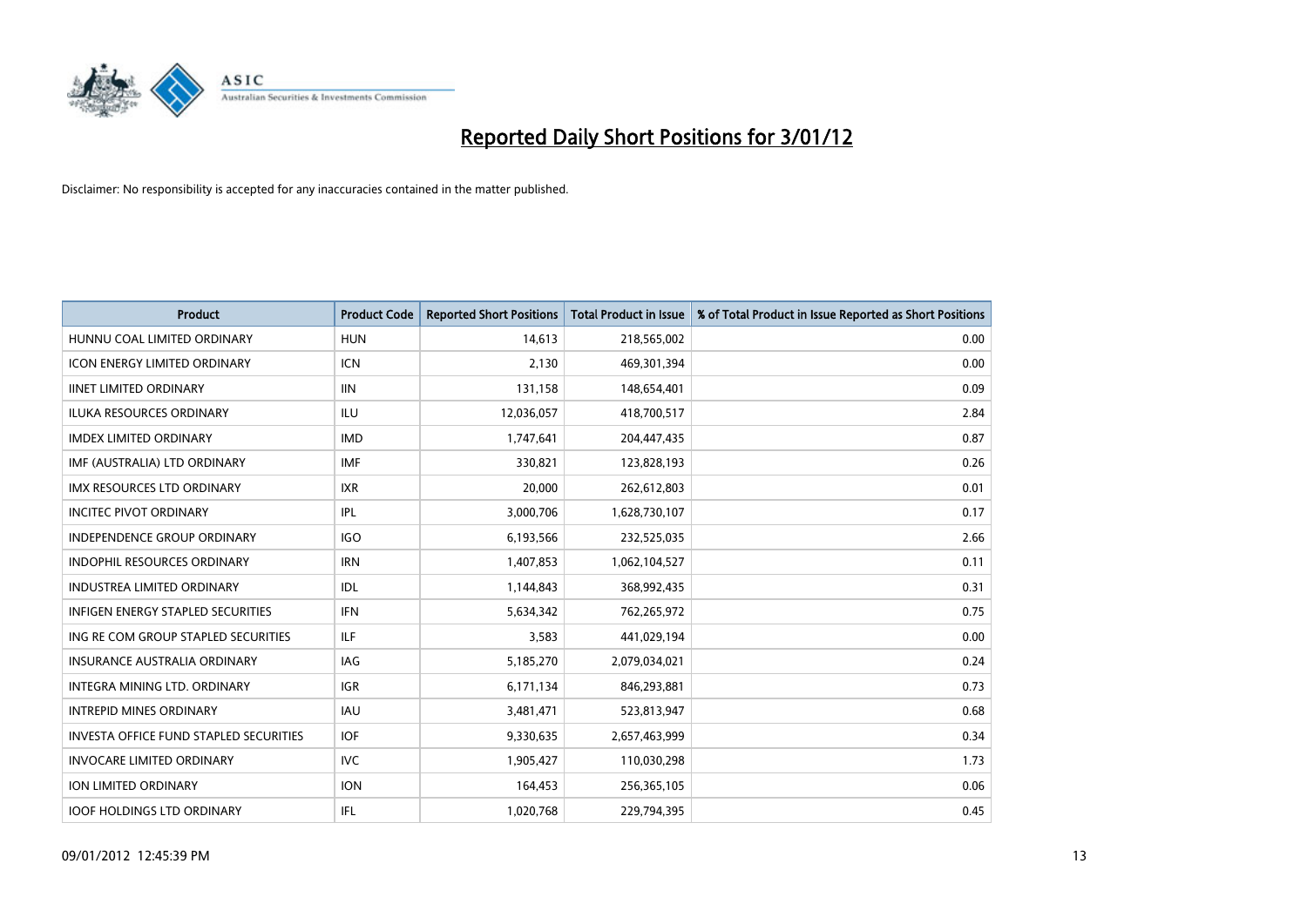# Reported Daily Short Positions for 3/01/12

Disclaimer: No responsibility is accepted for any inaccuracies contained in the matter published.

| Product | Product Code | Reported Short Positions | Total Product in Issue | % of Total Product in Issue Reported as Short Positions |
|---|---|---|---|---|
| HUNNU COAL LIMITED ORDINARY | HUN | 14,613 | 218,565,002 | 0.00 |
| ICON ENERGY LIMITED ORDINARY | ICN | 2,130 | 469,301,394 | 0.00 |
| IINET LIMITED ORDINARY | IIN | 131,158 | 148,654,401 | 0.09 |
| ILUKA RESOURCES ORDINARY | ILU | 12,036,057 | 418,700,517 | 2.84 |
| IMDEX LIMITED ORDINARY | IMD | 1,747,641 | 204,447,435 | 0.87 |
| IMF (AUSTRALIA) LTD ORDINARY | IMF | 330,821 | 123,828,193 | 0.26 |
| IMX RESOURCES LTD ORDINARY | IXR | 20,000 | 262,612,803 | 0.01 |
| INCITEC PIVOT ORDINARY | IPL | 3,000,706 | 1,628,730,107 | 0.17 |
| INDEPENDENCE GROUP ORDINARY | IGO | 6,193,566 | 232,525,035 | 2.66 |
| INDOPHIL RESOURCES ORDINARY | IRN | 1,407,853 | 1,062,104,527 | 0.11 |
| INDUSTREA LIMITED ORDINARY | IDL | 1,144,843 | 368,992,435 | 0.31 |
| INFIGEN ENERGY STAPLED SECURITIES | IFN | 5,634,342 | 762,265,972 | 0.75 |
| ING RE COM GROUP STAPLED SECURITIES | ILF | 3,583 | 441,029,194 | 0.00 |
| INSURANCE AUSTRALIA ORDINARY | IAG | 5,185,270 | 2,079,034,021 | 0.24 |
| INTEGRA MINING LTD. ORDINARY | IGR | 6,171,134 | 846,293,881 | 0.73 |
| INTREPID MINES ORDINARY | IAU | 3,481,471 | 523,813,947 | 0.68 |
| INVESTA OFFICE FUND STAPLED SECURITIES | IOF | 9,330,635 | 2,657,463,999 | 0.34 |
| INVOCARE LIMITED ORDINARY | IVC | 1,905,427 | 110,030,298 | 1.73 |
| ION LIMITED ORDINARY | ION | 164,453 | 256,365,105 | 0.06 |
| IOOF HOLDINGS LTD ORDINARY | IFL | 1,020,768 | 229,794,395 | 0.45 |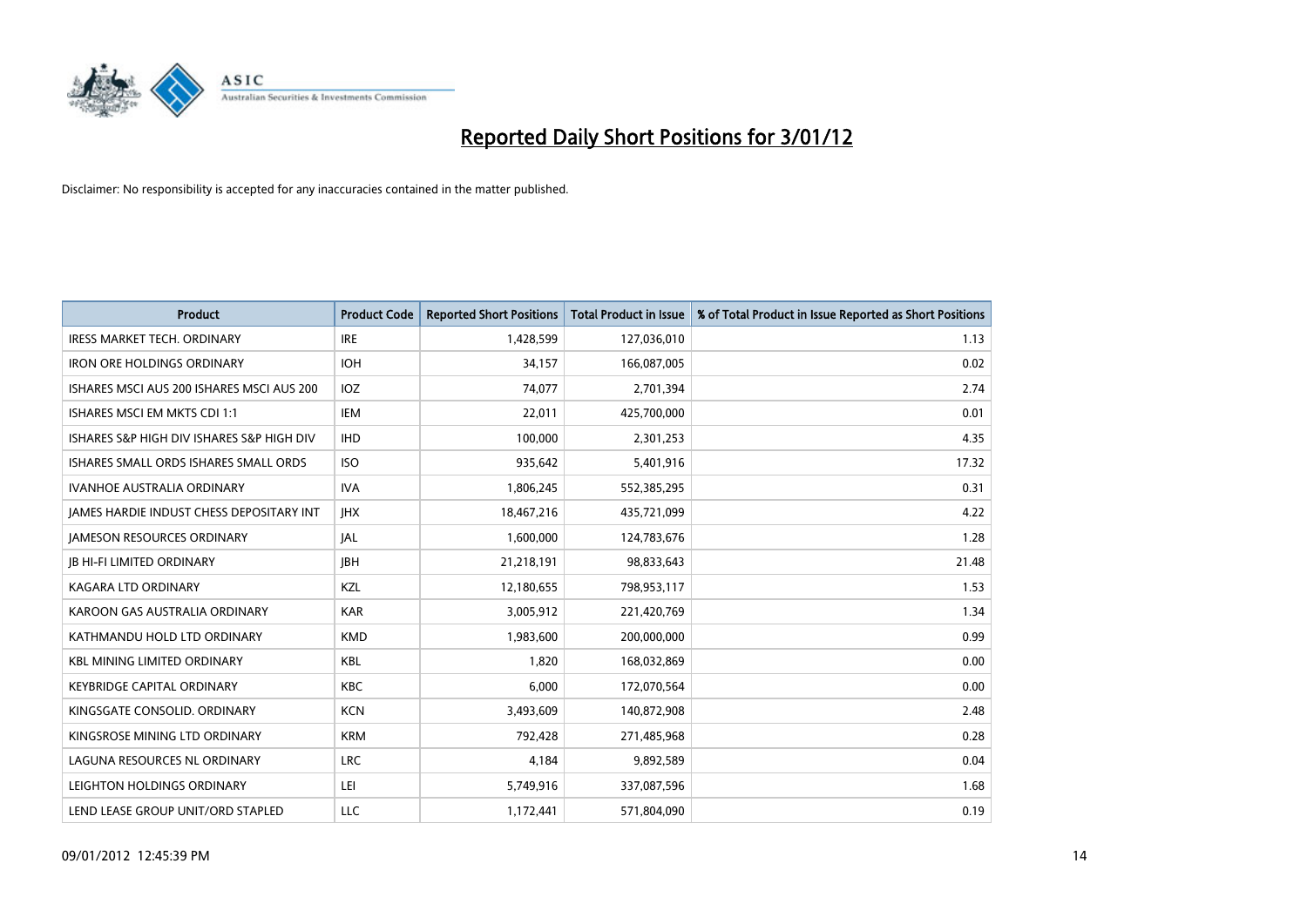# Reported Daily Short Positions for 3/01/12

Disclaimer: No responsibility is accepted for any inaccuracies contained in the matter published.

| Product | Product Code | Reported Short Positions | Total Product in Issue | % of Total Product in Issue Reported as Short Positions |
|---|---|---|---|---|
| IRESS MARKET TECH. ORDINARY | IRE | 1,428,599 | 127,036,010 | 1.13 |
| IRON ORE HOLDINGS ORDINARY | IOH | 34,157 | 166,087,005 | 0.02 |
| ISHARES MSCI AUS 200 ISHARES MSCI AUS 200 | IOZ | 74,077 | 2,701,394 | 2.74 |
| ISHARES MSCI EM MKTS CDI 1:1 | IEM | 22,011 | 425,700,000 | 0.01 |
| ISHARES S&P HIGH DIV ISHARES S&P HIGH DIV | IHD | 100,000 | 2,301,253 | 4.35 |
| ISHARES SMALL ORDS ISHARES SMALL ORDS | ISO | 935,642 | 5,401,916 | 17.32 |
| IVANHOE AUSTRALIA ORDINARY | IVA | 1,806,245 | 552,385,295 | 0.31 |
| JAMES HARDIE INDUST CHESS DEPOSITARY INT | JHX | 18,467,216 | 435,721,099 | 4.22 |
| JAMESON RESOURCES ORDINARY | JAL | 1,600,000 | 124,783,676 | 1.28 |
| JB HI-FI LIMITED ORDINARY | JBH | 21,218,191 | 98,833,643 | 21.48 |
| KAGARA LTD ORDINARY | KZL | 12,180,655 | 798,953,117 | 1.53 |
| KAROON GAS AUSTRALIA ORDINARY | KAR | 3,005,912 | 221,420,769 | 1.34 |
| KATHMANDU HOLD LTD ORDINARY | KMD | 1,983,600 | 200,000,000 | 0.99 |
| KBL MINING LIMITED ORDINARY | KBL | 1,820 | 168,032,869 | 0.00 |
| KEYBRIDGE CAPITAL ORDINARY | KBC | 6,000 | 172,070,564 | 0.00 |
| KINGSGATE CONSOLID. ORDINARY | KCN | 3,493,609 | 140,872,908 | 2.48 |
| KINGSROSE MINING LTD ORDINARY | KRM | 792,428 | 271,485,968 | 0.28 |
| LAGUNA RESOURCES NL ORDINARY | LRC | 4,184 | 9,892,589 | 0.04 |
| LEIGHTON HOLDINGS ORDINARY | LEI | 5,749,916 | 337,087,596 | 1.68 |
| LEND LEASE GROUP UNIT/ORD STAPLED | LLC | 1,172,441 | 571,804,090 | 0.19 |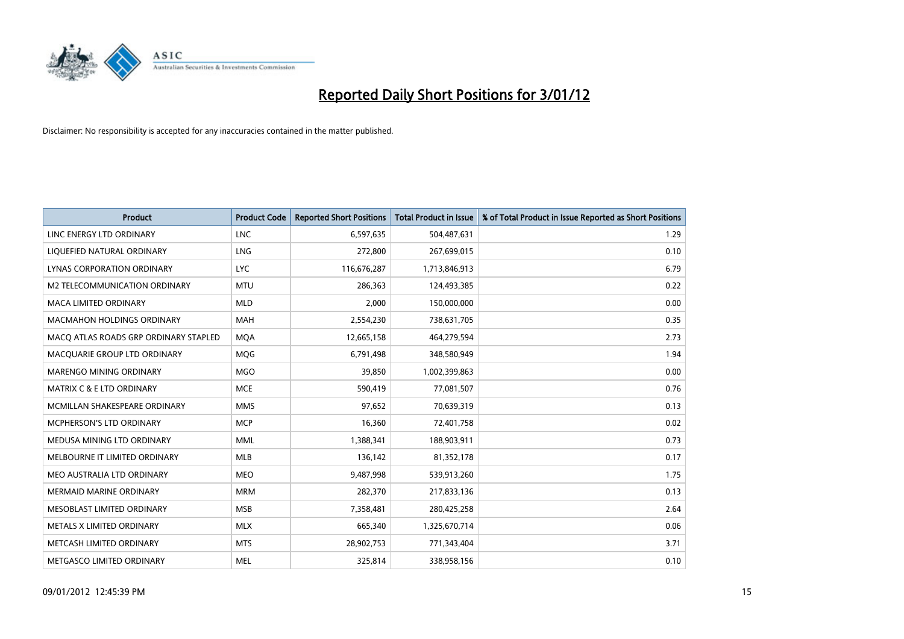# Reported Daily Short Positions for 3/01/12

Disclaimer: No responsibility is accepted for any inaccuracies contained in the matter published.

| Product | Product Code | Reported Short Positions | Total Product in Issue | % of Total Product in Issue Reported as Short Positions |
|---|---|---|---|---|
| LINC ENERGY LTD ORDINARY | LNC | 6,597,635 | 504,487,631 | 1.29 |
| LIQUEFIED NATURAL ORDINARY | LNG | 272,800 | 267,699,015 | 0.10 |
| LYNAS CORPORATION ORDINARY | LYC | 116,676,287 | 1,713,846,913 | 6.79 |
| M2 TELECOMMUNICATION ORDINARY | MTU | 286,363 | 124,493,385 | 0.22 |
| MACA LIMITED ORDINARY | MLD | 2,000 | 150,000,000 | 0.00 |
| MACMAHON HOLDINGS ORDINARY | MAH | 2,554,230 | 738,631,705 | 0.35 |
| MACQ ATLAS ROADS GRP ORDINARY STAPLED | MQA | 12,665,158 | 464,279,594 | 2.73 |
| MACQUARIE GROUP LTD ORDINARY | MQG | 6,791,498 | 348,580,949 | 1.94 |
| MARENGO MINING ORDINARY | MGO | 39,850 | 1,002,399,863 | 0.00 |
| MATRIX C & E LTD ORDINARY | MCE | 590,419 | 77,081,507 | 0.76 |
| MCMILLAN SHAKESPEARE ORDINARY | MMS | 97,652 | 70,639,319 | 0.13 |
| MCPHERSON'S LTD ORDINARY | MCP | 16,360 | 72,401,758 | 0.02 |
| MEDUSA MINING LTD ORDINARY | MML | 1,388,341 | 188,903,911 | 0.73 |
| MELBOURNE IT LIMITED ORDINARY | MLB | 136,142 | 81,352,178 | 0.17 |
| MEO AUSTRALIA LTD ORDINARY | MEO | 9,487,998 | 539,913,260 | 1.75 |
| MERMAID MARINE ORDINARY | MRM | 282,370 | 217,833,136 | 0.13 |
| MESOBLAST LIMITED ORDINARY | MSB | 7,358,481 | 280,425,258 | 2.64 |
| METALS X LIMITED ORDINARY | MLX | 665,340 | 1,325,670,714 | 0.06 |
| METCASH LIMITED ORDINARY | MTS | 28,902,753 | 771,343,404 | 3.71 |
| METGASCO LIMITED ORDINARY | MEL | 325,814 | 338,958,156 | 0.10 |

09/01/2012 12:45:39 PM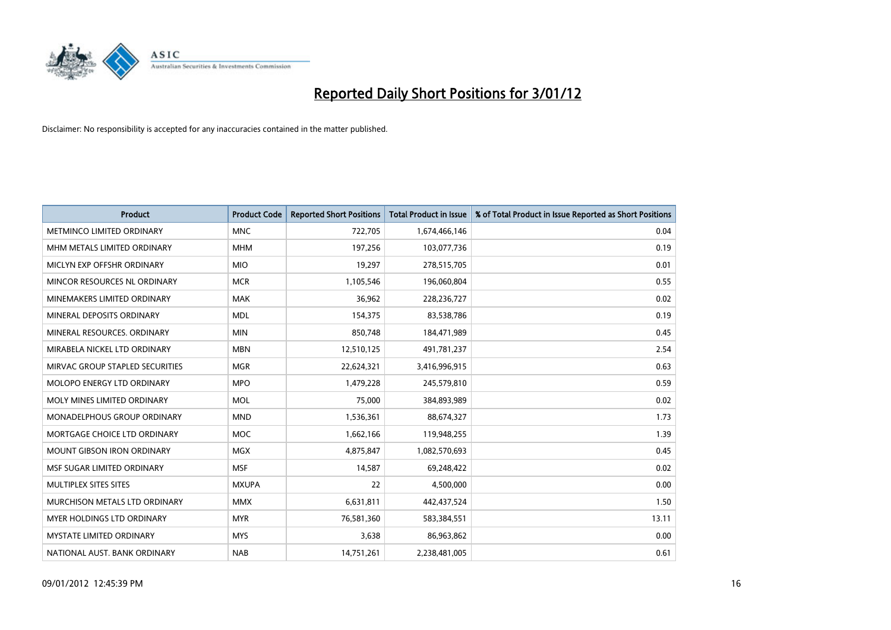# Reported Daily Short Positions for 3/01/12

Disclaimer: No responsibility is accepted for any inaccuracies contained in the matter published.

| Product | Product Code | Reported Short Positions | Total Product in Issue | % of Total Product in Issue Reported as Short Positions |
| --- | --- | --- | --- | --- |
| METMINCO LIMITED ORDINARY | MNC | 722,705 | 1,674,466,146 | 0.04 |
| MHM METALS LIMITED ORDINARY | MHM | 197,256 | 103,077,736 | 0.19 |
| MICLYN EXP OFFSHR ORDINARY | MIO | 19,297 | 278,515,705 | 0.01 |
| MINCOR RESOURCES NL ORDINARY | MCR | 1,105,546 | 196,060,804 | 0.55 |
| MINEMAKERS LIMITED ORDINARY | MAK | 36,962 | 228,236,727 | 0.02 |
| MINERAL DEPOSITS ORDINARY | MDL | 154,375 | 83,538,786 | 0.19 |
| MINERAL RESOURCES. ORDINARY | MIN | 850,748 | 184,471,989 | 0.45 |
| MIRABELA NICKEL LTD ORDINARY | MBN | 12,510,125 | 491,781,237 | 2.54 |
| MIRVAC GROUP STAPLED SECURITIES | MGR | 22,624,321 | 3,416,996,915 | 0.63 |
| MOLOPO ENERGY LTD ORDINARY | MPO | 1,479,228 | 245,579,810 | 0.59 |
| MOLY MINES LIMITED ORDINARY | MOL | 75,000 | 384,893,989 | 0.02 |
| MONADELPHOUS GROUP ORDINARY | MND | 1,536,361 | 88,674,327 | 1.73 |
| MORTGAGE CHOICE LTD ORDINARY | MOC | 1,662,166 | 119,948,255 | 1.39 |
| MOUNT GIBSON IRON ORDINARY | MGX | 4,875,847 | 1,082,570,693 | 0.45 |
| MSF SUGAR LIMITED ORDINARY | MSF | 14,587 | 69,248,422 | 0.02 |
| MULTIPLEX SITES SITES | MXUPA | 22 | 4,500,000 | 0.00 |
| MURCHISON METALS LTD ORDINARY | MMX | 6,631,811 | 442,437,524 | 1.50 |
| MYER HOLDINGS LTD ORDINARY | MYR | 76,581,360 | 583,384,551 | 13.11 |
| MYSTATE LIMITED ORDINARY | MYS | 3,638 | 86,963,862 | 0.00 |
| NATIONAL AUST. BANK ORDINARY | NAB | 14,751,261 | 2,238,481,005 | 0.61 |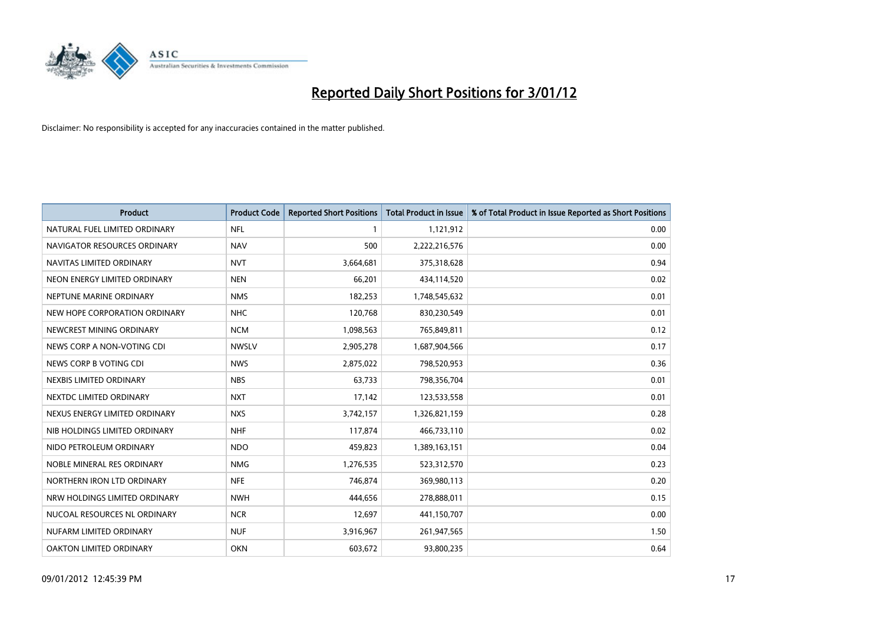# Reported Daily Short Positions for 3/01/12

Disclaimer: No responsibility is accepted for any inaccuracies contained in the matter published.

| Product | Product Code | Reported Short Positions | Total Product in Issue | % of Total Product in Issue Reported as Short Positions |
|---|---|---|---|---|
| NATURAL FUEL LIMITED ORDINARY | NFL | 1 | 1,121,912 | 0.00 |
| NAVIGATOR RESOURCES ORDINARY | NAV | 500 | 2,222,216,576 | 0.00 |
| NAVITAS LIMITED ORDINARY | NVT | 3,664,681 | 375,318,628 | 0.94 |
| NEON ENERGY LIMITED ORDINARY | NEN | 66,201 | 434,114,520 | 0.02 |
| NEPTUNE MARINE ORDINARY | NMS | 182,253 | 1,748,545,632 | 0.01 |
| NEW HOPE CORPORATION ORDINARY | NHC | 120,768 | 830,230,549 | 0.01 |
| NEWCREST MINING ORDINARY | NCM | 1,098,563 | 765,849,811 | 0.12 |
| NEWS CORP A NON-VOTING CDI | NWSLV | 2,905,278 | 1,687,904,566 | 0.17 |
| NEWS CORP B VOTING CDI | NWS | 2,875,022 | 798,520,953 | 0.36 |
| NEXBIS LIMITED ORDINARY | NBS | 63,733 | 798,356,704 | 0.01 |
| NEXTDC LIMITED ORDINARY | NXT | 17,142 | 123,533,558 | 0.01 |
| NEXUS ENERGY LIMITED ORDINARY | NXS | 3,742,157 | 1,326,821,159 | 0.28 |
| NIB HOLDINGS LIMITED ORDINARY | NHF | 117,874 | 466,733,110 | 0.02 |
| NIDO PETROLEUM ORDINARY | NDO | 459,823 | 1,389,163,151 | 0.04 |
| NOBLE MINERAL RES ORDINARY | NMG | 1,276,535 | 523,312,570 | 0.23 |
| NORTHERN IRON LTD ORDINARY | NFE | 746,874 | 369,980,113 | 0.20 |
| NRW HOLDINGS LIMITED ORDINARY | NWH | 444,656 | 278,888,011 | 0.15 |
| NUCOAL RESOURCES NL ORDINARY | NCR | 12,697 | 441,150,707 | 0.00 |
| NUFARM LIMITED ORDINARY | NUF | 3,916,967 | 261,947,565 | 1.50 |
| OAKTON LIMITED ORDINARY | OKN | 603,672 | 93,800,235 | 0.64 |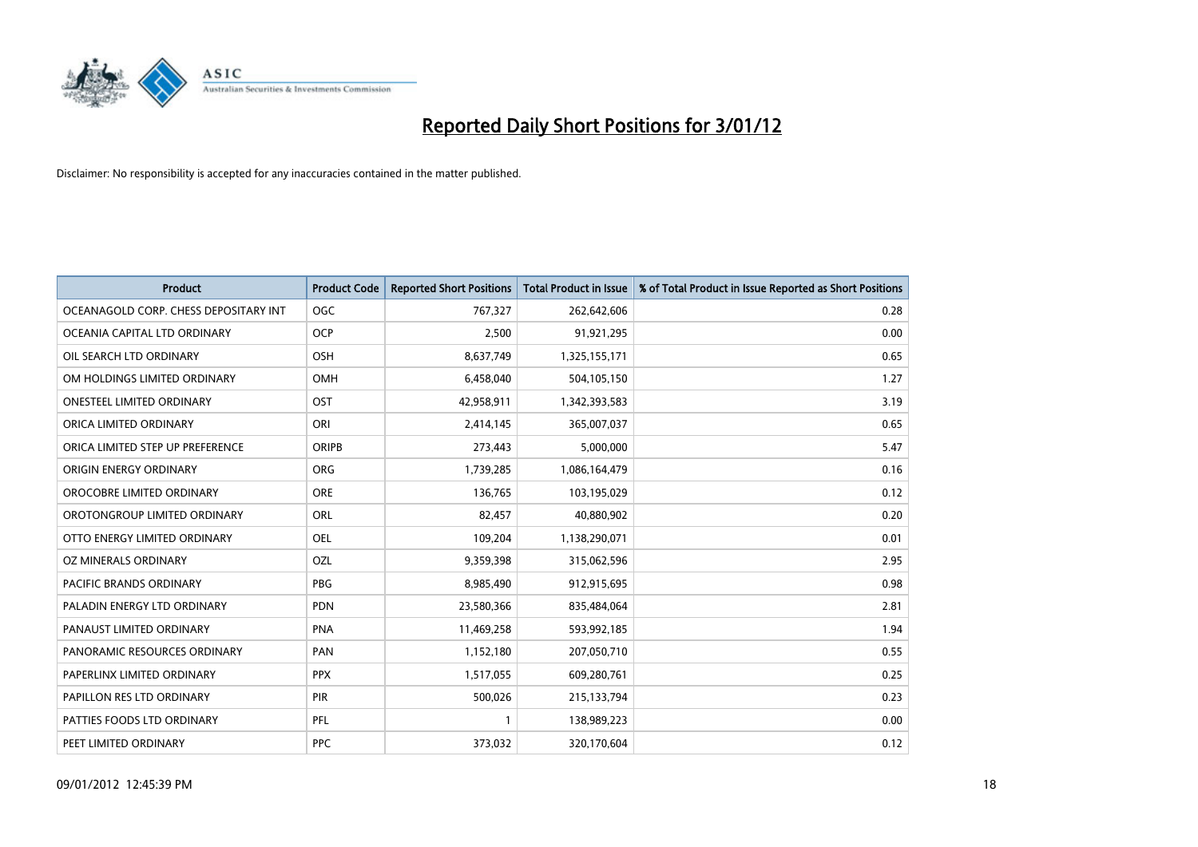# Reported Daily Short Positions for 3/01/12

Disclaimer: No responsibility is accepted for any inaccuracies contained in the matter published.

| Product | Product Code | Reported Short Positions | Total Product in Issue | % of Total Product in Issue Reported as Short Positions |
|---|---|---|---|---|
| OCEANAGOLD CORP. CHESS DEPOSITARY INT | OGC | 767,327 | 262,642,606 | 0.28 |
| OCEANIA CAPITAL LTD ORDINARY | OCP | 2,500 | 91,921,295 | 0.00 |
| OIL SEARCH LTD ORDINARY | OSH | 8,637,749 | 1,325,155,171 | 0.65 |
| OM HOLDINGS LIMITED ORDINARY | OMH | 6,458,040 | 504,105,150 | 1.27 |
| ONESTEEL LIMITED ORDINARY | OST | 42,958,911 | 1,342,393,583 | 3.19 |
| ORICA LIMITED ORDINARY | ORI | 2,414,145 | 365,007,037 | 0.65 |
| ORICA LIMITED STEP UP PREFERENCE | ORIPB | 273,443 | 5,000,000 | 5.47 |
| ORIGIN ENERGY ORDINARY | ORG | 1,739,285 | 1,086,164,479 | 0.16 |
| OROCOBRE LIMITED ORDINARY | ORE | 136,765 | 103,195,029 | 0.12 |
| OROTONGROUP LIMITED ORDINARY | ORL | 82,457 | 40,880,902 | 0.20 |
| OTTO ENERGY LIMITED ORDINARY | OEL | 109,204 | 1,138,290,071 | 0.01 |
| OZ MINERALS ORDINARY | OZL | 9,359,398 | 315,062,596 | 2.95 |
| PACIFIC BRANDS ORDINARY | PBG | 8,985,490 | 912,915,695 | 0.98 |
| PALADIN ENERGY LTD ORDINARY | PDN | 23,580,366 | 835,484,064 | 2.81 |
| PANAUST LIMITED ORDINARY | PNA | 11,469,258 | 593,992,185 | 1.94 |
| PANORAMIC RESOURCES ORDINARY | PAN | 1,152,180 | 207,050,710 | 0.55 |
| PAPERLINX LIMITED ORDINARY | PPX | 1,517,055 | 609,280,761 | 0.25 |
| PAPILLON RES LTD ORDINARY | PIR | 500,026 | 215,133,794 | 0.23 |
| PATTIES FOODS LTD ORDINARY | PFL | 1 | 138,989,223 | 0.00 |
| PEET LIMITED ORDINARY | PPC | 373,032 | 320,170,604 | 0.12 |

09/01/2012 12:45:39 PM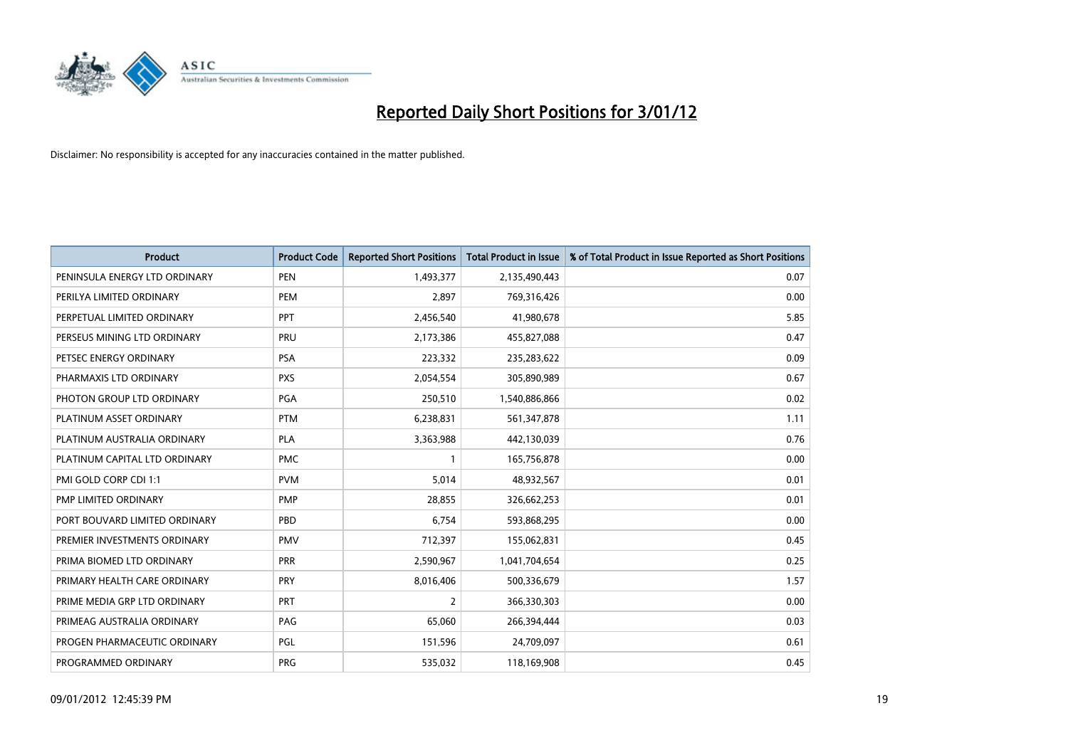# Reported Daily Short Positions for 3/01/12

Disclaimer: No responsibility is accepted for any inaccuracies contained in the matter published.

| Product | Product Code | Reported Short Positions | Total Product in Issue | % of Total Product in Issue Reported as Short Positions |
|---|---|---|---|---|
| PENINSULA ENERGY LTD ORDINARY | PEN | 1,493,377 | 2,135,490,443 | 0.07 |
| PERILYA LIMITED ORDINARY | PEM | 2,897 | 769,316,426 | 0.00 |
| PERPETUAL LIMITED ORDINARY | PPT | 2,456,540 | 41,980,678 | 5.85 |
| PERSEUS MINING LTD ORDINARY | PRU | 2,173,386 | 455,827,088 | 0.47 |
| PETSEC ENERGY ORDINARY | PSA | 223,332 | 235,283,622 | 0.09 |
| PHARMAXIS LTD ORDINARY | PXS | 2,054,554 | 305,890,989 | 0.67 |
| PHOTON GROUP LTD ORDINARY | PGA | 250,510 | 1,540,886,866 | 0.02 |
| PLATINUM ASSET ORDINARY | PTM | 6,238,831 | 561,347,878 | 1.11 |
| PLATINUM AUSTRALIA ORDINARY | PLA | 3,363,988 | 442,130,039 | 0.76 |
| PLATINUM CAPITAL LTD ORDINARY | PMC | 1 | 165,756,878 | 0.00 |
| PMI GOLD CORP CDI 1:1 | PVM | 5,014 | 48,932,567 | 0.01 |
| PMP LIMITED ORDINARY | PMP | 28,855 | 326,662,253 | 0.01 |
| PORT BOUVARD LIMITED ORDINARY | PBD | 6,754 | 593,868,295 | 0.00 |
| PREMIER INVESTMENTS ORDINARY | PMV | 712,397 | 155,062,831 | 0.45 |
| PRIMA BIOMED LTD ORDINARY | PRR | 2,590,967 | 1,041,704,654 | 0.25 |
| PRIMARY HEALTH CARE ORDINARY | PRY | 8,016,406 | 500,336,679 | 1.57 |
| PRIME MEDIA GRP LTD ORDINARY | PRT | 2 | 366,330,303 | 0.00 |
| PRIMEAG AUSTRALIA ORDINARY | PAG | 65,060 | 266,394,444 | 0.03 |
| PROGEN PHARMACEUTIC ORDINARY | PGL | 151,596 | 24,709,097 | 0.61 |
| PROGRAMMED ORDINARY | PRG | 535,032 | 118,169,908 | 0.45 |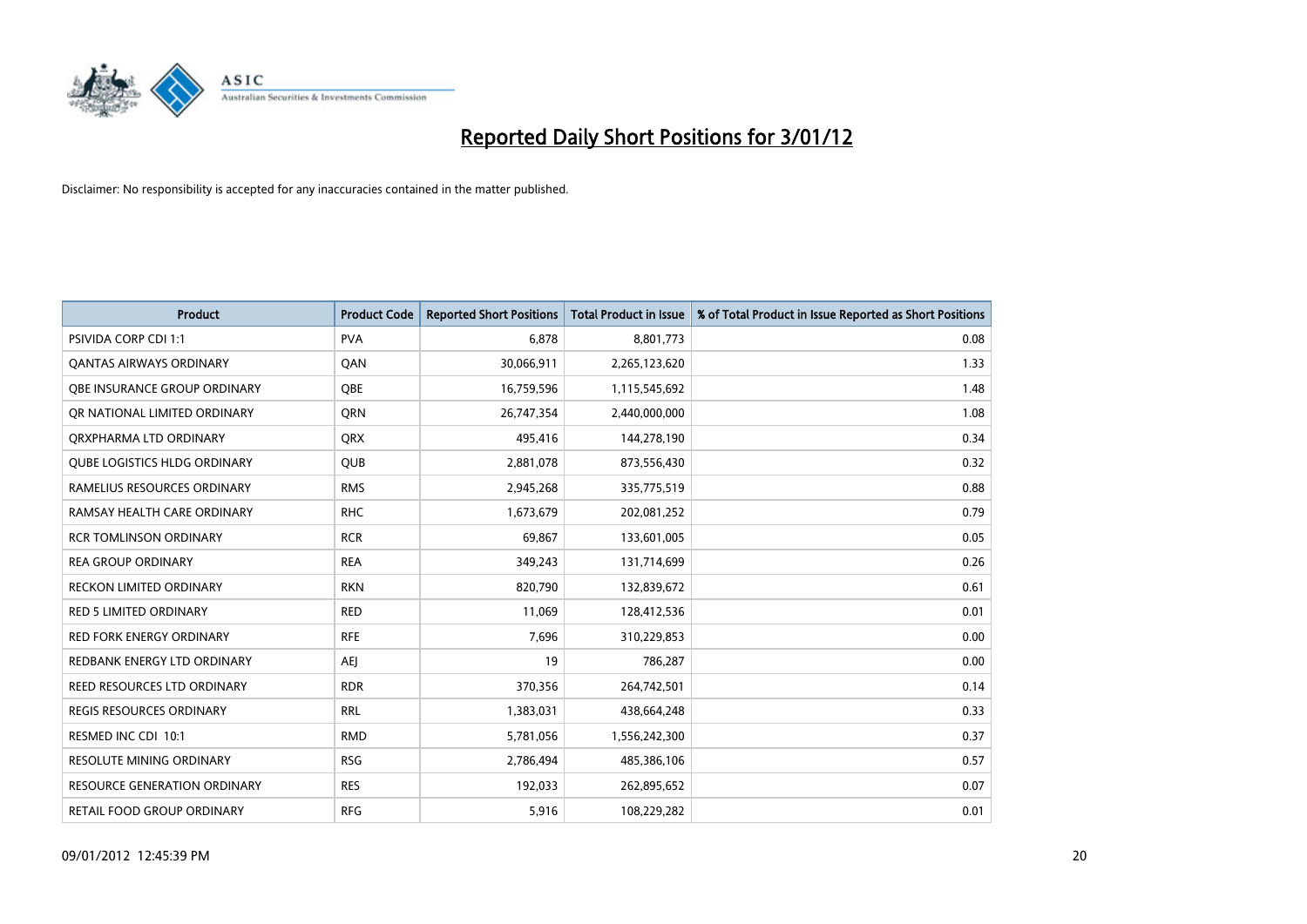# Reported Daily Short Positions for 3/01/12

Disclaimer: No responsibility is accepted for any inaccuracies contained in the matter published.

| Product | Product Code | Reported Short Positions | Total Product in Issue | % of Total Product in Issue Reported as Short Positions |
|---|---|---|---|---|
| PSIVIDA CORP CDI 1:1 | PVA | 6,878 | 8,801,773 | 0.08 |
| QANTAS AIRWAYS ORDINARY | QAN | 30,066,911 | 2,265,123,620 | 1.33 |
| QBE INSURANCE GROUP ORDINARY | QBE | 16,759,596 | 1,115,545,692 | 1.48 |
| QR NATIONAL LIMITED ORDINARY | QRN | 26,747,354 | 2,440,000,000 | 1.08 |
| QRXPHARMA LTD ORDINARY | QRX | 495,416 | 144,278,190 | 0.34 |
| QUBE LOGISTICS HLDG ORDINARY | QUB | 2,881,078 | 873,556,430 | 0.32 |
| RAMELIUS RESOURCES ORDINARY | RMS | 2,945,268 | 335,775,519 | 0.88 |
| RAMSAY HEALTH CARE ORDINARY | RHC | 1,673,679 | 202,081,252 | 0.79 |
| RCR TOMLINSON ORDINARY | RCR | 69,867 | 133,601,005 | 0.05 |
| REA GROUP ORDINARY | REA | 349,243 | 131,714,699 | 0.26 |
| RECKON LIMITED ORDINARY | RKN | 820,790 | 132,839,672 | 0.61 |
| RED 5 LIMITED ORDINARY | RED | 11,069 | 128,412,536 | 0.01 |
| RED FORK ENERGY ORDINARY | RFE | 7,696 | 310,229,853 | 0.00 |
| REDBANK ENERGY LTD ORDINARY | AEJ | 19 | 786,287 | 0.00 |
| REED RESOURCES LTD ORDINARY | RDR | 370,356 | 264,742,501 | 0.14 |
| REGIS RESOURCES ORDINARY | RRL | 1,383,031 | 438,664,248 | 0.33 |
| RESMED INC CDI 10:1 | RMD | 5,781,056 | 1,556,242,300 | 0.37 |
| RESOLUTE MINING ORDINARY | RSG | 2,786,494 | 485,386,106 | 0.57 |
| RESOURCE GENERATION ORDINARY | RES | 192,033 | 262,895,652 | 0.07 |
| RETAIL FOOD GROUP ORDINARY | RFG | 5,916 | 108,229,282 | 0.01 |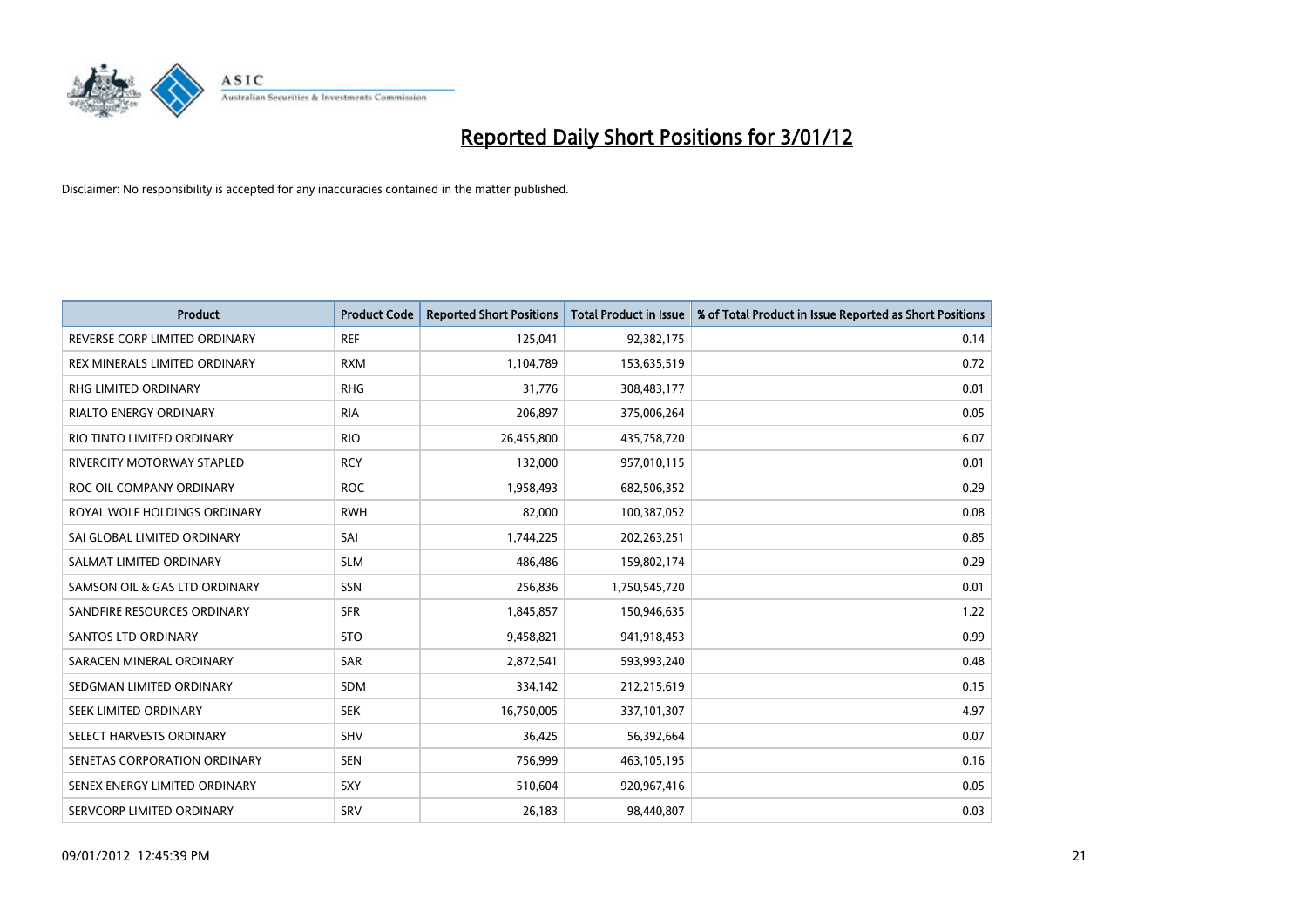# Reported Daily Short Positions for 3/01/12

Disclaimer: No responsibility is accepted for any inaccuracies contained in the matter published.

| Product | Product Code | Reported Short Positions | Total Product in Issue | % of Total Product in Issue Reported as Short Positions |
|---|---|---|---|---|
| REVERSE CORP LIMITED ORDINARY | REF | 125,041 | 92,382,175 | 0.14 |
| REX MINERALS LIMITED ORDINARY | RXM | 1,104,789 | 153,635,519 | 0.72 |
| RHG LIMITED ORDINARY | RHG | 31,776 | 308,483,177 | 0.01 |
| RIALTO ENERGY ORDINARY | RIA | 206,897 | 375,006,264 | 0.05 |
| RIO TINTO LIMITED ORDINARY | RIO | 26,455,800 | 435,758,720 | 6.07 |
| RIVERCITY MOTORWAY STAPLED | RCY | 132,000 | 957,010,115 | 0.01 |
| ROC OIL COMPANY ORDINARY | ROC | 1,958,493 | 682,506,352 | 0.29 |
| ROYAL WOLF HOLDINGS ORDINARY | RWH | 82,000 | 100,387,052 | 0.08 |
| SAI GLOBAL LIMITED ORDINARY | SAI | 1,744,225 | 202,263,251 | 0.85 |
| SALMAT LIMITED ORDINARY | SLM | 486,486 | 159,802,174 | 0.29 |
| SAMSON OIL & GAS LTD ORDINARY | SSN | 256,836 | 1,750,545,720 | 0.01 |
| SANDFIRE RESOURCES ORDINARY | SFR | 1,845,857 | 150,946,635 | 1.22 |
| SANTOS LTD ORDINARY | STO | 9,458,821 | 941,918,453 | 0.99 |
| SARACEN MINERAL ORDINARY | SAR | 2,872,541 | 593,993,240 | 0.48 |
| SEDGMAN LIMITED ORDINARY | SDM | 334,142 | 212,215,619 | 0.15 |
| SEEK LIMITED ORDINARY | SEK | 16,750,005 | 337,101,307 | 4.97 |
| SELECT HARVESTS ORDINARY | SHV | 36,425 | 56,392,664 | 0.07 |
| SENETAS CORPORATION ORDINARY | SEN | 756,999 | 463,105,195 | 0.16 |
| SENEX ENERGY LIMITED ORDINARY | SXY | 510,604 | 920,967,416 | 0.05 |
| SERVCORP LIMITED ORDINARY | SRV | 26,183 | 98,440,807 | 0.03 |

09/01/2012 12:45:39 PM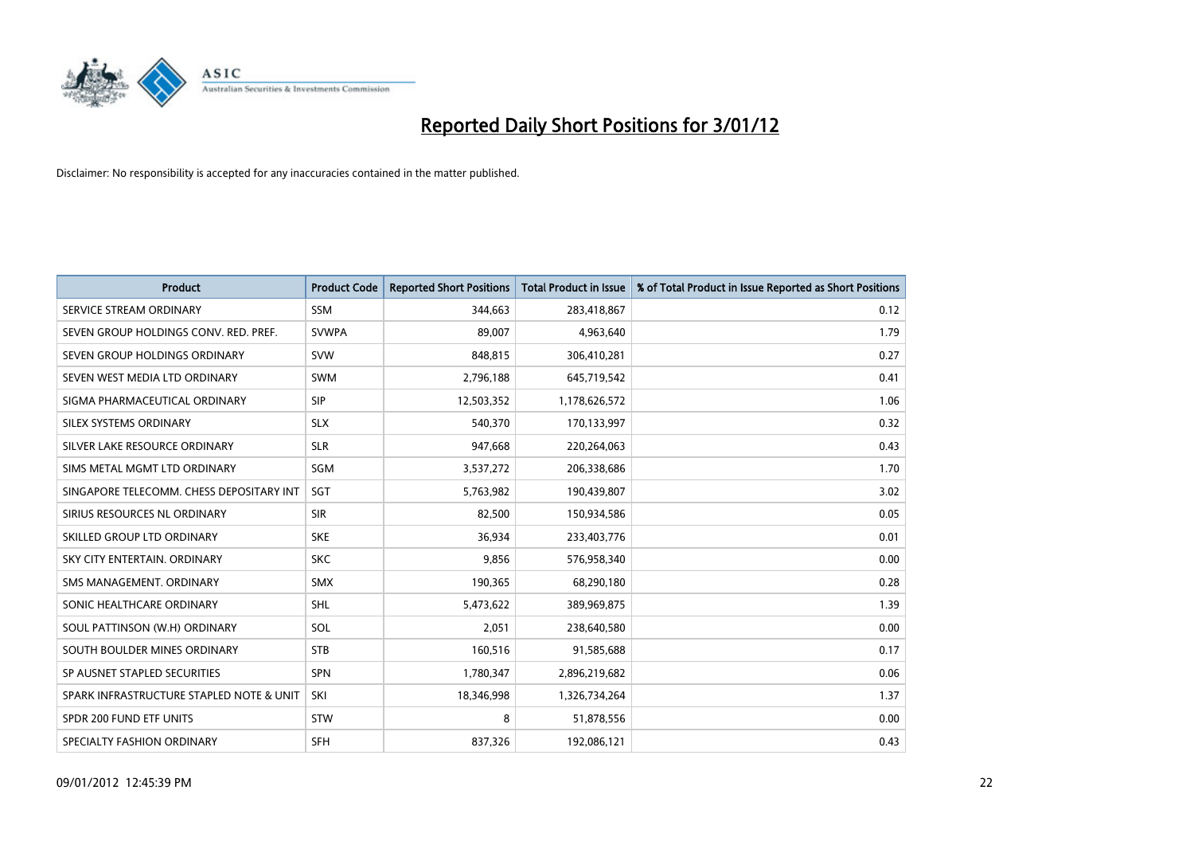# Reported Daily Short Positions for 3/01/12

Disclaimer: No responsibility is accepted for any inaccuracies contained in the matter published.

| Product | Product Code | Reported Short Positions | Total Product in Issue | % of Total Product in Issue Reported as Short Positions |
|---|---|---|---|---|
| SERVICE STREAM ORDINARY | SSM | 344,663 | 283,418,867 | 0.12 |
| SEVEN GROUP HOLDINGS CONV. RED. PREF. | SVWPA | 89,007 | 4,963,640 | 1.79 |
| SEVEN GROUP HOLDINGS ORDINARY | SVW | 848,815 | 306,410,281 | 0.27 |
| SEVEN WEST MEDIA LTD ORDINARY | SWM | 2,796,188 | 645,719,542 | 0.41 |
| SIGMA PHARMACEUTICAL ORDINARY | SIP | 12,503,352 | 1,178,626,572 | 1.06 |
| SILEX SYSTEMS ORDINARY | SLX | 540,370 | 170,133,997 | 0.32 |
| SILVER LAKE RESOURCE ORDINARY | SLR | 947,668 | 220,264,063 | 0.43 |
| SIMS METAL MGMT LTD ORDINARY | SGM | 3,537,272 | 206,338,686 | 1.70 |
| SINGAPORE TELECOMM. CHESS DEPOSITARY INT | SGT | 5,763,982 | 190,439,807 | 3.02 |
| SIRIUS RESOURCES NL ORDINARY | SIR | 82,500 | 150,934,586 | 0.05 |
| SKILLED GROUP LTD ORDINARY | SKE | 36,934 | 233,403,776 | 0.01 |
| SKY CITY ENTERTAIN. ORDINARY | SKC | 9,856 | 576,958,340 | 0.00 |
| SMS MANAGEMENT. ORDINARY | SMX | 190,365 | 68,290,180 | 0.28 |
| SONIC HEALTHCARE ORDINARY | SHL | 5,473,622 | 389,969,875 | 1.39 |
| SOUL PATTINSON (W.H) ORDINARY | SOL | 2,051 | 238,640,580 | 0.00 |
| SOUTH BOULDER MINES ORDINARY | STB | 160,516 | 91,585,688 | 0.17 |
| SP AUSNET STAPLED SECURITIES | SPN | 1,780,347 | 2,896,219,682 | 0.06 |
| SPARK INFRASTRUCTURE STAPLED NOTE & UNIT | SKI | 18,346,998 | 1,326,734,264 | 1.37 |
| SPDR 200 FUND ETF UNITS | STW | 8 | 51,878,556 | 0.00 |
| SPECIALTY FASHION ORDINARY | SFH | 837,326 | 192,086,121 | 0.43 |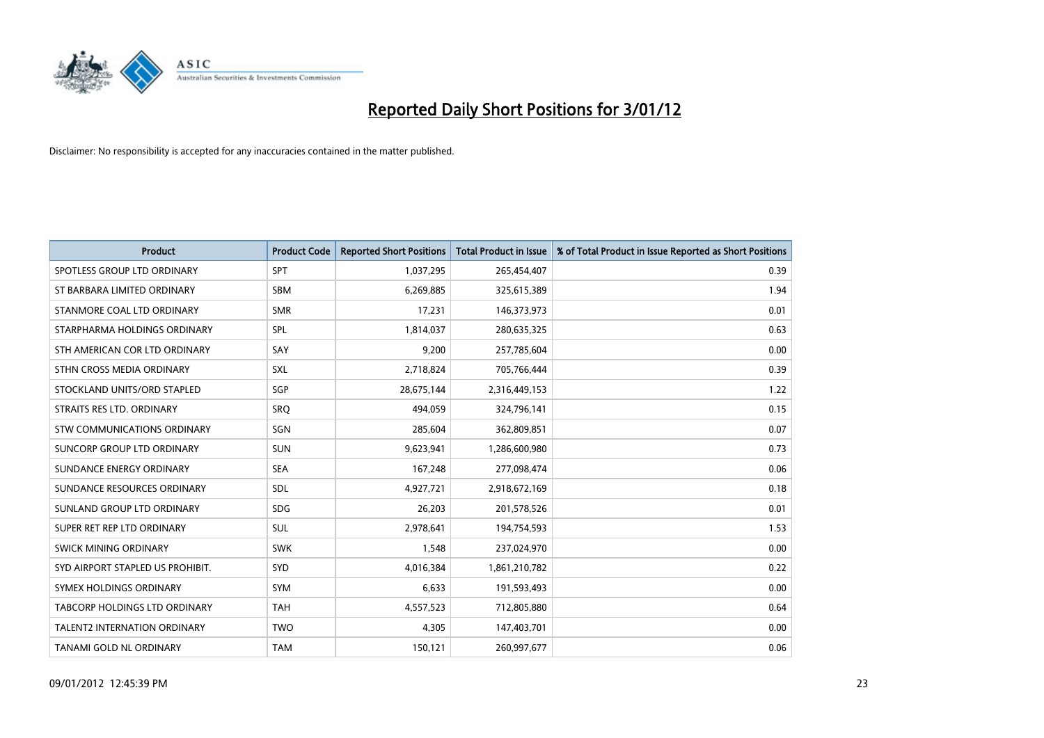# Reported Daily Short Positions for 3/01/12

Disclaimer: No responsibility is accepted for any inaccuracies contained in the matter published.

| Product | Product Code | Reported Short Positions | Total Product in Issue | % of Total Product in Issue Reported as Short Positions |
|---|---|---|---|---|
| SPOTLESS GROUP LTD ORDINARY | SPT | 1,037,295 | 265,454,407 | 0.39 |
| ST BARBARA LIMITED ORDINARY | SBM | 6,269,885 | 325,615,389 | 1.94 |
| STANMORE COAL LTD ORDINARY | SMR | 17,231 | 146,373,973 | 0.01 |
| STARPHARMA HOLDINGS ORDINARY | SPL | 1,814,037 | 280,635,325 | 0.63 |
| STH AMERICAN COR LTD ORDINARY | SAY | 9,200 | 257,785,604 | 0.00 |
| STHN CROSS MEDIA ORDINARY | SXL | 2,718,824 | 705,766,444 | 0.39 |
| STOCKLAND UNITS/ORD STAPLED | SGP | 28,675,144 | 2,316,449,153 | 1.22 |
| STRAITS RES LTD. ORDINARY | SRQ | 494,059 | 324,796,141 | 0.15 |
| STW COMMUNICATIONS ORDINARY | SGN | 285,604 | 362,809,851 | 0.07 |
| SUNCORP GROUP LTD ORDINARY | SUN | 9,623,941 | 1,286,600,980 | 0.73 |
| SUNDANCE ENERGY ORDINARY | SEA | 167,248 | 277,098,474 | 0.06 |
| SUNDANCE RESOURCES ORDINARY | SDL | 4,927,721 | 2,918,672,169 | 0.18 |
| SUNLAND GROUP LTD ORDINARY | SDG | 26,203 | 201,578,526 | 0.01 |
| SUPER RET REP LTD ORDINARY | SUL | 2,978,641 | 194,754,593 | 1.53 |
| SWICK MINING ORDINARY | SWK | 1,548 | 237,024,970 | 0.00 |
| SYD AIRPORT STAPLED US PROHIBIT. | SYD | 4,016,384 | 1,861,210,782 | 0.22 |
| SYMEX HOLDINGS ORDINARY | SYM | 6,633 | 191,593,493 | 0.00 |
| TABCORP HOLDINGS LTD ORDINARY | TAH | 4,557,523 | 712,805,880 | 0.64 |
| TALENT2 INTERNATION ORDINARY | TWO | 4,305 | 147,403,701 | 0.00 |
| TANAMI GOLD NL ORDINARY | TAM | 150,121 | 260,997,677 | 0.06 |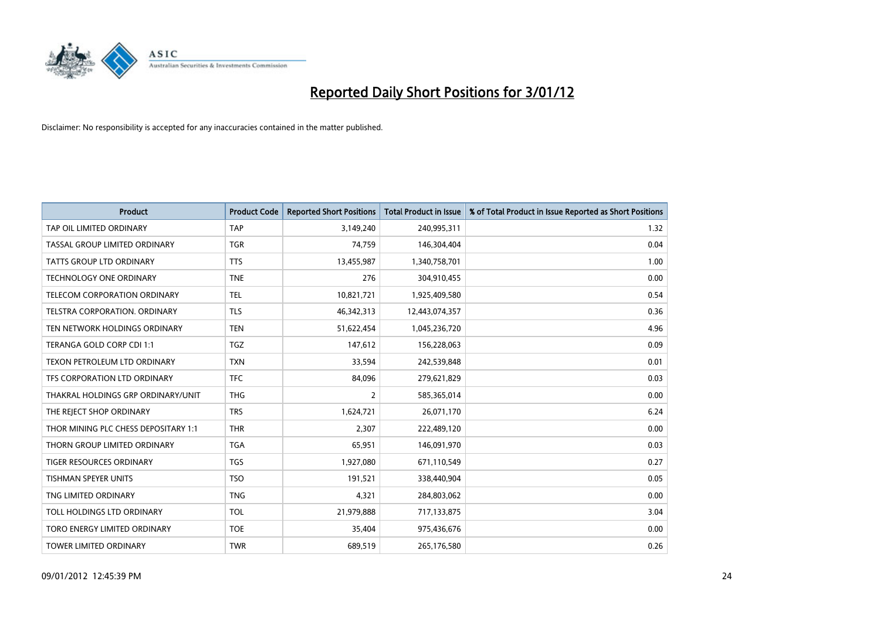# Reported Daily Short Positions for 3/01/12

Disclaimer: No responsibility is accepted for any inaccuracies contained in the matter published.

| Product | Product Code | Reported Short Positions | Total Product in Issue | % of Total Product in Issue Reported as Short Positions |
|---|---|---|---|---|
| TAP OIL LIMITED ORDINARY | TAP | 3,149,240 | 240,995,311 | 1.32 |
| TASSAL GROUP LIMITED ORDINARY | TGR | 74,759 | 146,304,404 | 0.04 |
| TATTS GROUP LTD ORDINARY | TTS | 13,455,987 | 1,340,758,701 | 1.00 |
| TECHNOLOGY ONE ORDINARY | TNE | 276 | 304,910,455 | 0.00 |
| TELECOM CORPORATION ORDINARY | TEL | 10,821,721 | 1,925,409,580 | 0.54 |
| TELSTRA CORPORATION. ORDINARY | TLS | 46,342,313 | 12,443,074,357 | 0.36 |
| TEN NETWORK HOLDINGS ORDINARY | TEN | 51,622,454 | 1,045,236,720 | 4.96 |
| TERANGA GOLD CORP CDI 1:1 | TGZ | 147,612 | 156,228,063 | 0.09 |
| TEXON PETROLEUM LTD ORDINARY | TXN | 33,594 | 242,539,848 | 0.01 |
| TFS CORPORATION LTD ORDINARY | TFC | 84,096 | 279,621,829 | 0.03 |
| THAKRAL HOLDINGS GRP ORDINARY/UNIT | THG | 2 | 585,365,014 | 0.00 |
| THE REJECT SHOP ORDINARY | TRS | 1,624,721 | 26,071,170 | 6.24 |
| THOR MINING PLC CHESS DEPOSITARY 1:1 | THR | 2,307 | 222,489,120 | 0.00 |
| THORN GROUP LIMITED ORDINARY | TGA | 65,951 | 146,091,970 | 0.03 |
| TIGER RESOURCES ORDINARY | TGS | 1,927,080 | 671,110,549 | 0.27 |
| TISHMAN SPEYER UNITS | TSO | 191,521 | 338,440,904 | 0.05 |
| TNG LIMITED ORDINARY | TNG | 4,321 | 284,803,062 | 0.00 |
| TOLL HOLDINGS LTD ORDINARY | TOL | 21,979,888 | 717,133,875 | 3.04 |
| TORO ENERGY LIMITED ORDINARY | TOE | 35,404 | 975,436,676 | 0.00 |
| TOWER LIMITED ORDINARY | TWR | 689,519 | 265,176,580 | 0.26 |

09/01/2012 12:45:39 PM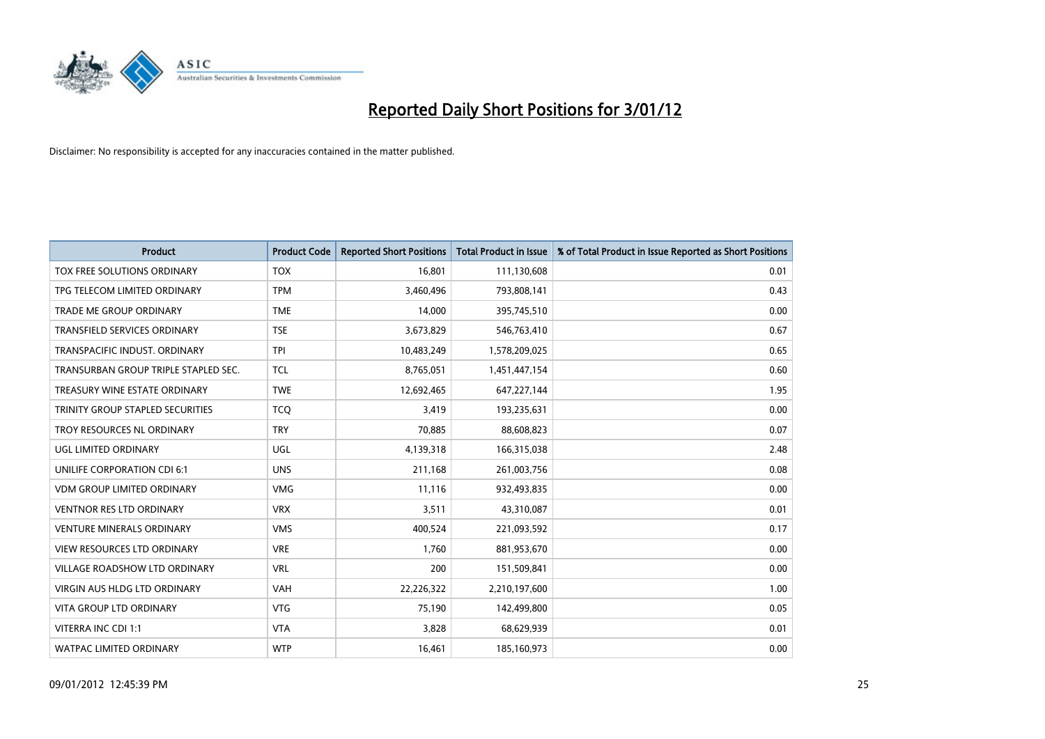# Reported Daily Short Positions for 3/01/12

Disclaimer: No responsibility is accepted for any inaccuracies contained in the matter published.

| Product | Product Code | Reported Short Positions | Total Product in Issue | % of Total Product in Issue Reported as Short Positions |
|---|---|---|---|---|
| TOX FREE SOLUTIONS ORDINARY | TOX | 16,801 | 111,130,608 | 0.01 |
| TPG TELECOM LIMITED ORDINARY | TPM | 3,460,496 | 793,808,141 | 0.43 |
| TRADE ME GROUP ORDINARY | TME | 14,000 | 395,745,510 | 0.00 |
| TRANSFIELD SERVICES ORDINARY | TSE | 3,673,829 | 546,763,410 | 0.67 |
| TRANSPACIFIC INDUST. ORDINARY | TPI | 10,483,249 | 1,578,209,025 | 0.65 |
| TRANSURBAN GROUP TRIPLE STAPLED SEC. | TCL | 8,765,051 | 1,451,447,154 | 0.60 |
| TREASURY WINE ESTATE ORDINARY | TWE | 12,692,465 | 647,227,144 | 1.95 |
| TRINITY GROUP STAPLED SECURITIES | TCQ | 3,419 | 193,235,631 | 0.00 |
| TROY RESOURCES NL ORDINARY | TRY | 70,885 | 88,608,823 | 0.07 |
| UGL LIMITED ORDINARY | UGL | 4,139,318 | 166,315,038 | 2.48 |
| UNILIFE CORPORATION CDI 6:1 | UNS | 211,168 | 261,003,756 | 0.08 |
| VDM GROUP LIMITED ORDINARY | VMG | 11,116 | 932,493,835 | 0.00 |
| VENTNOR RES LTD ORDINARY | VRX | 3,511 | 43,310,087 | 0.01 |
| VENTURE MINERALS ORDINARY | VMS | 400,524 | 221,093,592 | 0.17 |
| VIEW RESOURCES LTD ORDINARY | VRE | 1,760 | 881,953,670 | 0.00 |
| VILLAGE ROADSHOW LTD ORDINARY | VRL | 200 | 151,509,841 | 0.00 |
| VIRGIN AUS HLDG LTD ORDINARY | VAH | 22,226,322 | 2,210,197,600 | 1.00 |
| VITA GROUP LTD ORDINARY | VTG | 75,190 | 142,499,800 | 0.05 |
| VITERRA INC CDI 1:1 | VTA | 3,828 | 68,629,939 | 0.01 |
| WATPAC LIMITED ORDINARY | WTP | 16,461 | 185,160,973 | 0.00 |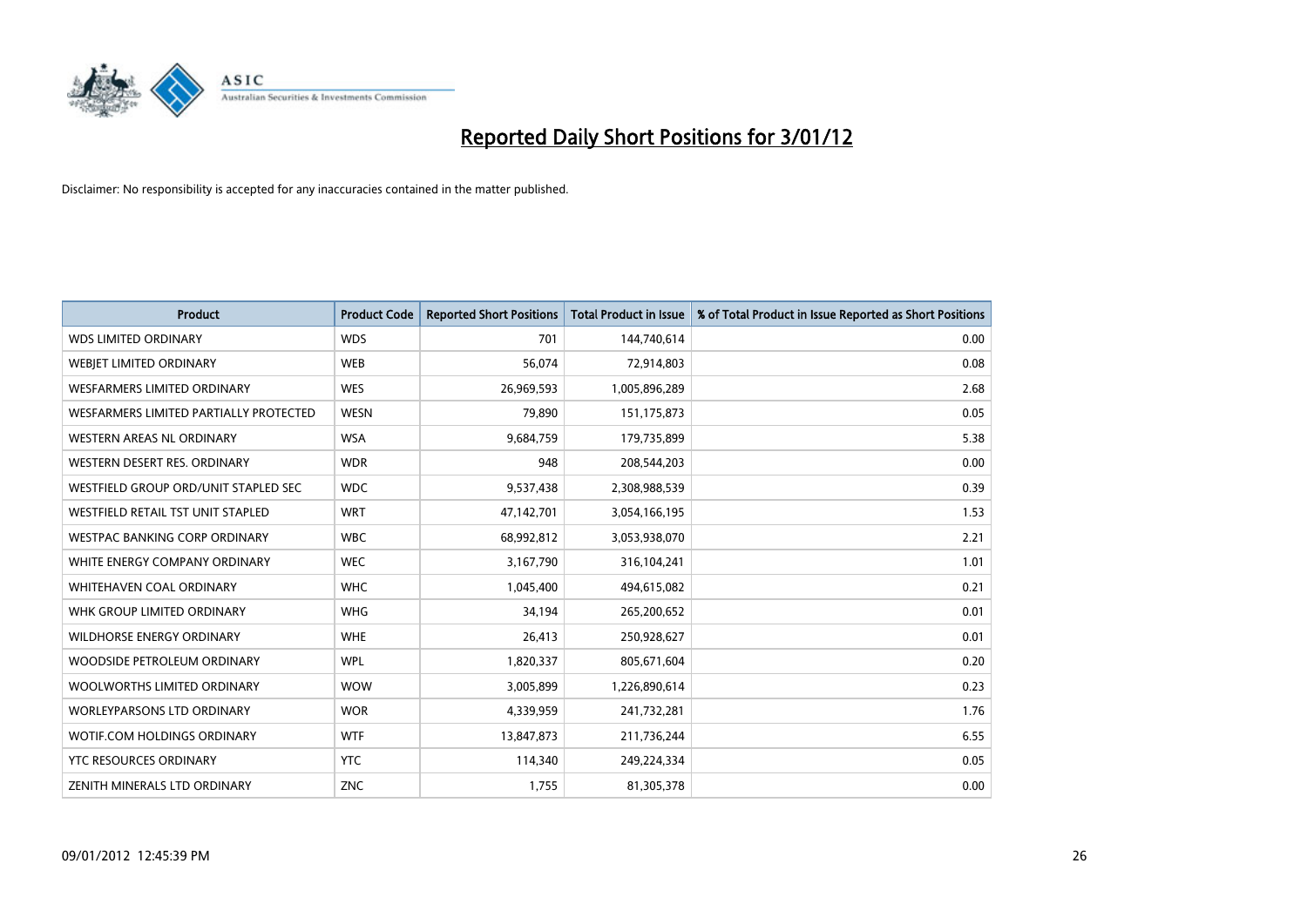# Reported Daily Short Positions for 3/01/12

Disclaimer: No responsibility is accepted for any inaccuracies contained in the matter published.

| Product | Product Code | Reported Short Positions | Total Product in Issue | % of Total Product in Issue Reported as Short Positions |
|---|---|---|---|---|
| WDS LIMITED ORDINARY | WDS | 701 | 144,740,614 | 0.00 |
| WEBJET LIMITED ORDINARY | WEB | 56,074 | 72,914,803 | 0.08 |
| WESFARMERS LIMITED ORDINARY | WES | 26,969,593 | 1,005,896,289 | 2.68 |
| WESFARMERS LIMITED PARTIALLY PROTECTED | WESN | 79,890 | 151,175,873 | 0.05 |
| WESTERN AREAS NL ORDINARY | WSA | 9,684,759 | 179,735,899 | 5.38 |
| WESTERN DESERT RES. ORDINARY | WDR | 948 | 208,544,203 | 0.00 |
| WESTFIELD GROUP ORD/UNIT STAPLED SEC | WDC | 9,537,438 | 2,308,988,539 | 0.39 |
| WESTFIELD RETAIL TST UNIT STAPLED | WRT | 47,142,701 | 3,054,166,195 | 1.53 |
| WESTPAC BANKING CORP ORDINARY | WBC | 68,992,812 | 3,053,938,070 | 2.21 |
| WHITE ENERGY COMPANY ORDINARY | WEC | 3,167,790 | 316,104,241 | 1.01 |
| WHITEHAVEN COAL ORDINARY | WHC | 1,045,400 | 494,615,082 | 0.21 |
| WHK GROUP LIMITED ORDINARY | WHG | 34,194 | 265,200,652 | 0.01 |
| WILDHORSE ENERGY ORDINARY | WHE | 26,413 | 250,928,627 | 0.01 |
| WOODSIDE PETROLEUM ORDINARY | WPL | 1,820,337 | 805,671,604 | 0.20 |
| WOOLWORTHS LIMITED ORDINARY | WOW | 3,005,899 | 1,226,890,614 | 0.23 |
| WORLEYPARSONS LTD ORDINARY | WOR | 4,339,959 | 241,732,281 | 1.76 |
| WOTIF.COM HOLDINGS ORDINARY | WTF | 13,847,873 | 211,736,244 | 6.55 |
| YTC RESOURCES ORDINARY | YTC | 114,340 | 249,224,334 | 0.05 |
| ZENITH MINERALS LTD ORDINARY | ZNC | 1,755 | 81,305,378 | 0.00 |